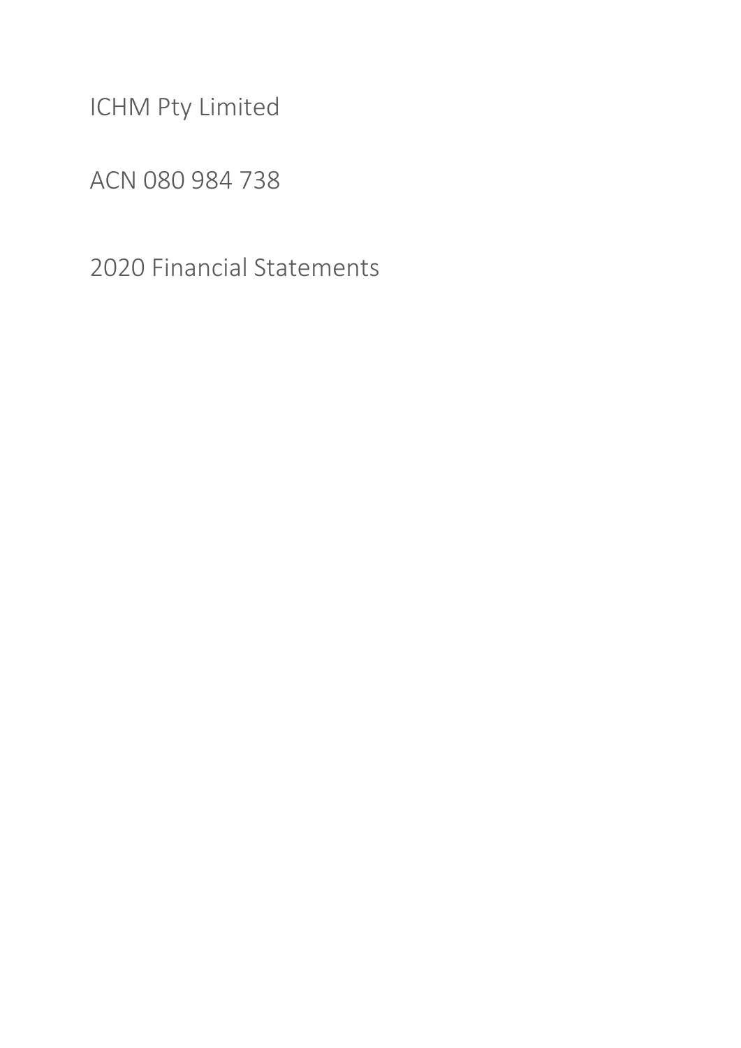# ICHM Pty Limited

ACN 080 984 738

2020 Financial Statements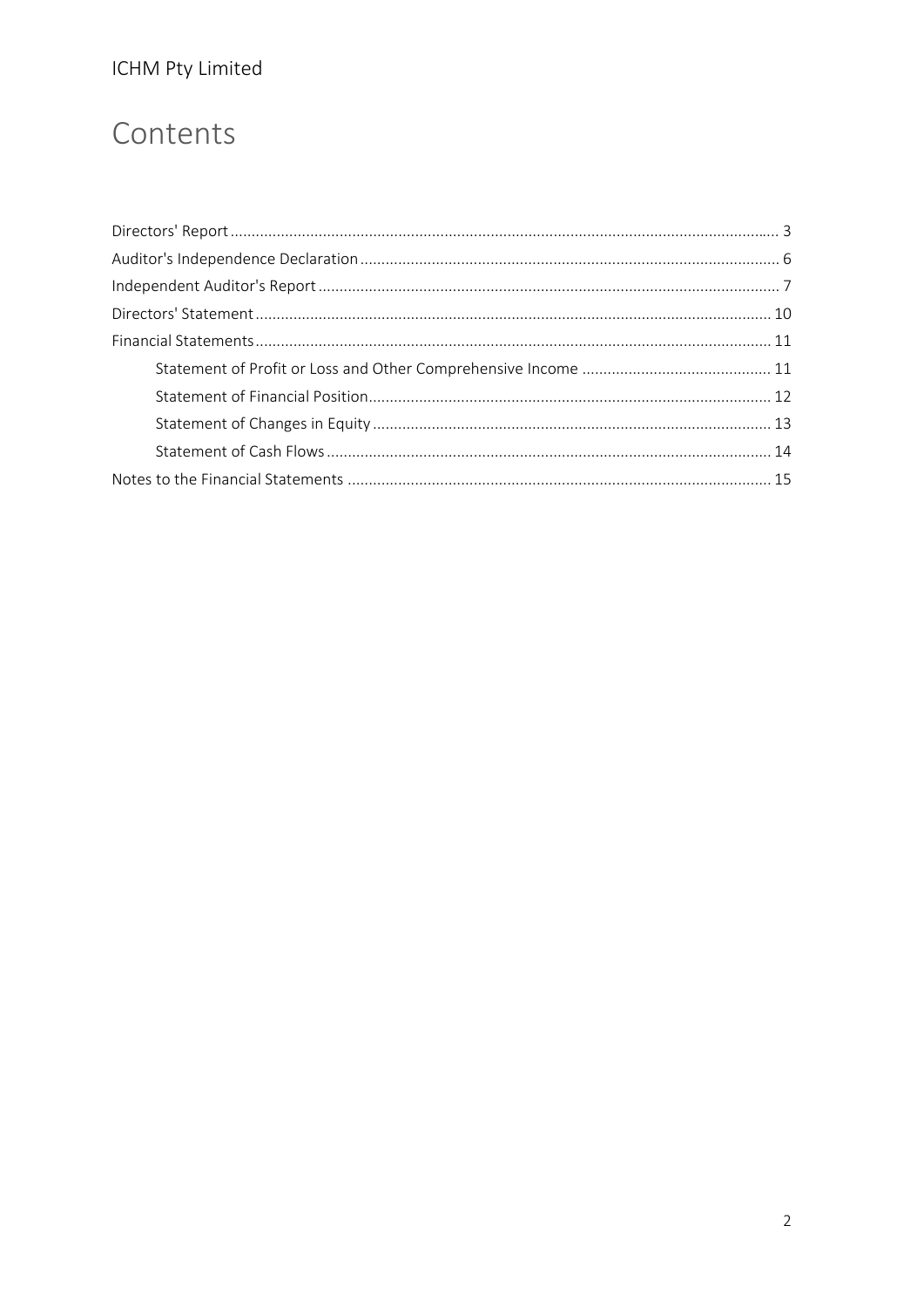# Contents

| | |
|---|---|
| Directors' Report | 3 |
| Auditor's Independence Declaration | 6 |
| Independent Auditor's Report | 7 |
| Directors' Statement | 10 |
| Financial Statements | 11 |
| Statement of Profit or Loss and Other Comprehensive Income | 11 |
| Statement of Financial Position | 12 |
| Statement of Changes in Equity | 13 |
| Statement of Cash Flows | 14 |
| Notes to the Financial Statements | 15 |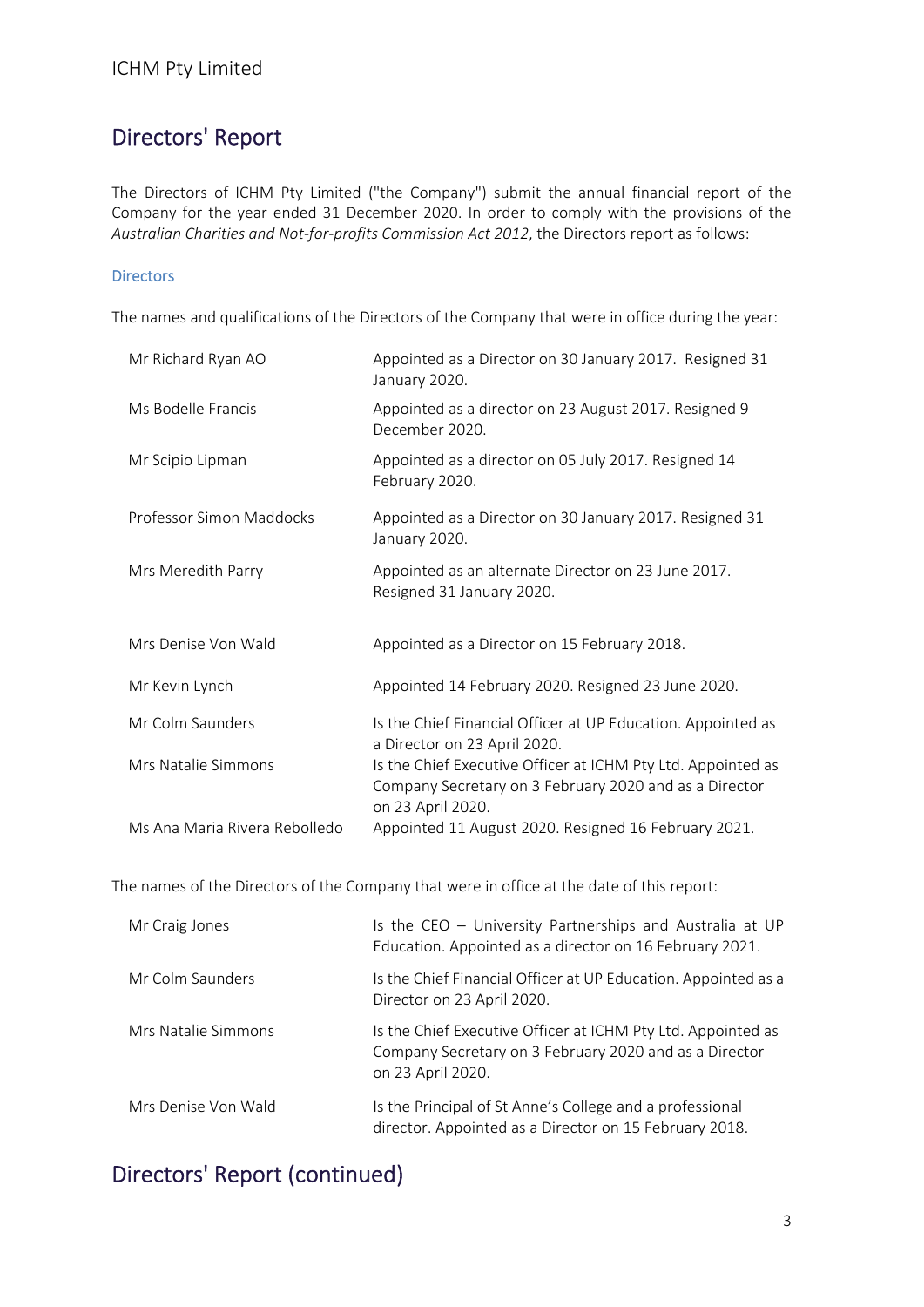# Directors' Report

The Directors of ICHM Pty Limited ("the Company") submit the annual financial report of the Company for the year ended 31 December 2020. In order to comply with the provisions of the *Australian Charities and Not-for-profits Commission Act 2012*, the Directors report as follows:

### Directors

The names and qualifications of the Directors of the Company that were in office during the year:

| | |
|---|---|
| Mr Richard Ryan AO | Appointed as a Director on 30 January 2017. Resigned 31 January 2020. |
| Ms Bodelle Francis | Appointed as a director on 23 August 2017. Resigned 9 December 2020. |
| Mr Scipio Lipman | Appointed as a director on 05 July 2017. Resigned 14 February 2020. |
| Professor Simon Maddocks | Appointed as a Director on 30 January 2017. Resigned 31 January 2020. |
| Mrs Meredith Parry | Appointed as an alternate Director on 23 June 2017. Resigned 31 January 2020. |
| Mrs Denise Von Wald | Appointed as a Director on 15 February 2018. |
| Mr Kevin Lynch | Appointed 14 February 2020. Resigned 23 June 2020. |
| Mr Colm Saunders | Is the Chief Financial Officer at UP Education. Appointed as a Director on 23 April 2020. |
| Mrs Natalie Simmons | Is the Chief Executive Officer at ICHM Pty Ltd. Appointed as Company Secretary on 3 February 2020 and as a Director on 23 April 2020. |
| Ms Ana Maria Rivera Rebolledo | Appointed 11 August 2020. Resigned 16 February 2021. |

The names of the Directors of the Company that were in office at the date of this report:

| | |
|---|---|
| Mr Craig Jones | Is the CEO – University Partnerships and Australia at UP Education. Appointed as a director on 16 February 2021. |
| Mr Colm Saunders | Is the Chief Financial Officer at UP Education. Appointed as a Director on 23 April 2020. |
| Mrs Natalie Simmons | Is the Chief Executive Officer at ICHM Pty Ltd. Appointed as Company Secretary on 3 February 2020 and as a Director on 23 April 2020. |
| Mrs Denise Von Wald | Is the Principal of St Anne's College and a professional director. Appointed as a Director on 15 February 2018. |

# Directors' Report (continued)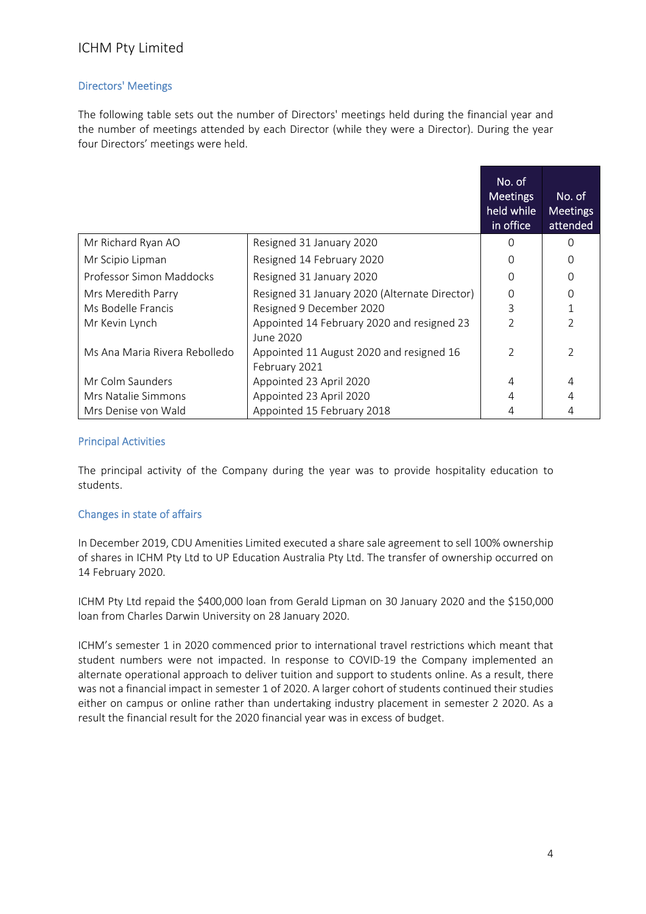## Directors' Meetings

The following table sets out the number of Directors' meetings held during the financial year and the number of meetings attended by each Director (while they were a Director). During the year four Directors' meetings were held.

| | | No. of Meetings held while in office | No. of Meetings attended |
|---|---|---|---|
| Mr Richard Ryan AO | Resigned 31 January 2020 | 0 | 0 |
| Mr Scipio Lipman | Resigned 14 February 2020 | 0 | 0 |
| Professor Simon Maddocks | Resigned 31 January 2020 | 0 | 0 |
| Mrs Meredith Parry | Resigned 31 January 2020 (Alternate Director) | 0 | 0 |
| Ms Bodelle Francis | Resigned 9 December 2020 | 3 | 1 |
| Mr Kevin Lynch | Appointed 14 February 2020 and resigned 23 June 2020 | 2 | 2 |
| Ms Ana Maria Rivera Rebolledo | Appointed 11 August 2020 and resigned 16 February 2021 | 2 | 2 |
| Mr Colm Saunders | Appointed 23 April 2020 | 4 | 4 |
| Mrs Natalie Simmons | Appointed 23 April 2020 | 4 | 4 |
| Mrs Denise von Wald | Appointed 15 February 2018 | 4 | 4 |

## Principal Activities

The principal activity of the Company during the year was to provide hospitality education to students.

## Changes in state of affairs

In December 2019, CDU Amenities Limited executed a share sale agreement to sell 100% ownership of shares in ICHM Pty Ltd to UP Education Australia Pty Ltd. The transfer of ownership occurred on 14 February 2020.

ICHM Pty Ltd repaid the $400,000 loan from Gerald Lipman on 30 January 2020 and the $150,000 loan from Charles Darwin University on 28 January 2020.

ICHM's semester 1 in 2020 commenced prior to international travel restrictions which meant that student numbers were not impacted. In response to COVID-19 the Company implemented an alternate operational approach to deliver tuition and support to students online. As a result, there was not a financial impact in semester 1 of 2020. A larger cohort of students continued their studies either on campus or online rather than undertaking industry placement in semester 2 2020. As a result the financial result for the 2020 financial year was in excess of budget.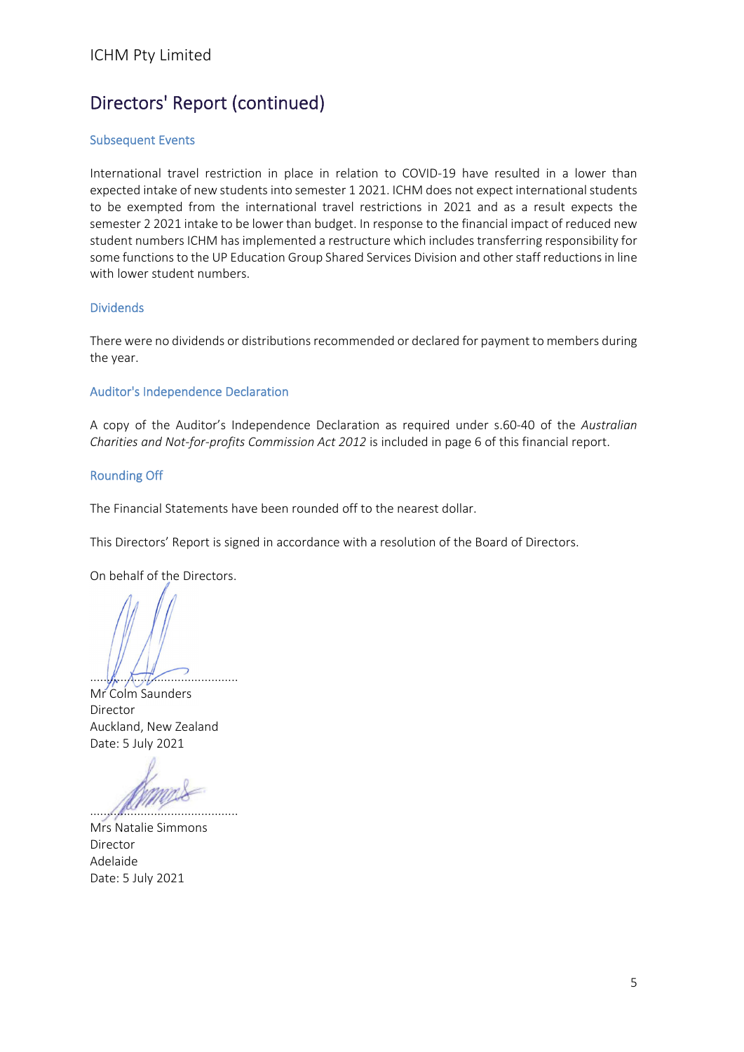# Directors' Report (continued)

## Subsequent Events

International travel restriction in place in relation to COVID-19 have resulted in a lower than expected intake of new students into semester 1 2021. ICHM does not expect international students to be exempted from the international travel restrictions in 2021 and as a result expects the semester 2 2021 intake to be lower than budget. In response to the financial impact of reduced new student numbers ICHM has implemented a restructure which includes transferring responsibility for some functions to the UP Education Group Shared Services Division and other staff reductions in line with lower student numbers.

## Dividends

There were no dividends or distributions recommended or declared for payment to members during the year.

## Auditor's Independence Declaration

A copy of the Auditor's Independence Declaration as required under s.60-40 of the *Australian Charities and Not-for-profits Commission Act 2012* is included in page 6 of this financial report.

## Rounding Off

The Financial Statements have been rounded off to the nearest dollar.

This Directors' Report is signed in accordance with a resolution of the Board of Directors.

On behalf of the Directors.

..........................................

Mr Colm Saunders
Director
Auckland, New Zealand
Date: 5 July 2021

..........................................

Mrs Natalie Simmons
Director
Adelaide
Date: 5 July 2021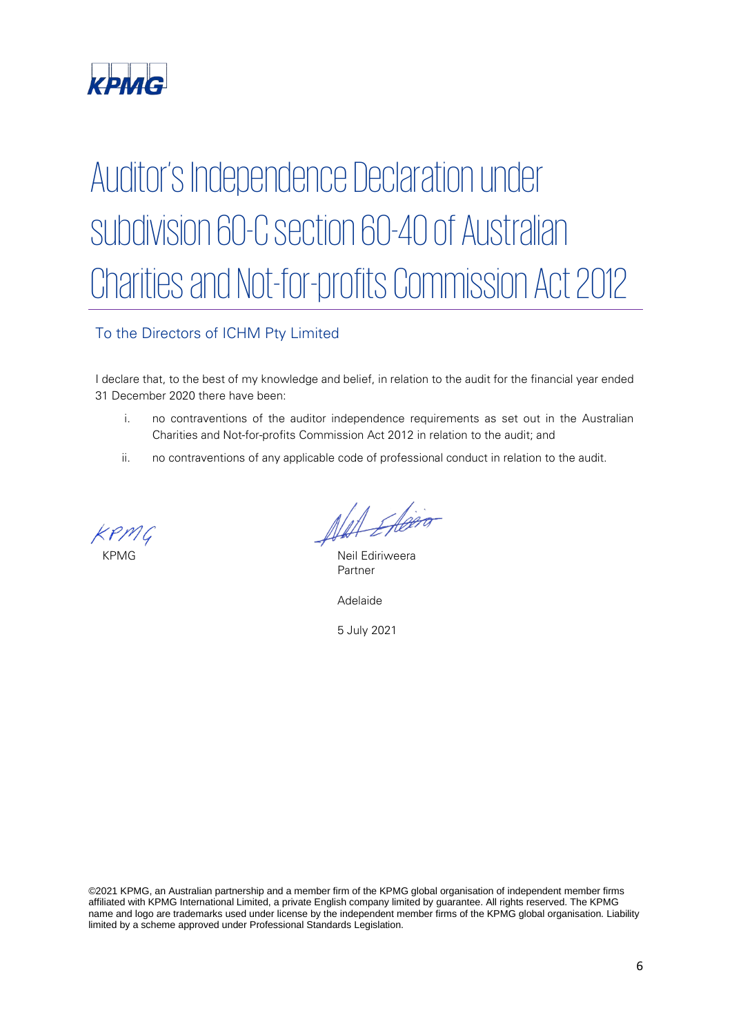# Auditor's Independence Declaration under subdivision 60-C section 60-40 of Australian Charities and Not-for-profits Commission Act 2012

## To the Directors of ICHM Pty Limited

I declare that, to the best of my knowledge and belief, in relation to the audit for the financial year ended 31 December 2020 there have been:

i. no contraventions of the auditor independence requirements as set out in the Australian Charities and Not-for-profits Commission Act 2012 in relation to the audit; and

ii. no contraventions of any applicable code of professional conduct in relation to the audit.

KPMG

Neil Ediriweera
Partner

Adelaide

5 July 2021

©2021 KPMG, an Australian partnership and a member firm of the KPMG global organisation of independent member firms affiliated with KPMG International Limited, a private English company limited by guarantee. All rights reserved. The KPMG name and logo are trademarks used under license by the independent member firms of the KPMG global organisation. Liability limited by a scheme approved under Professional Standards Legislation.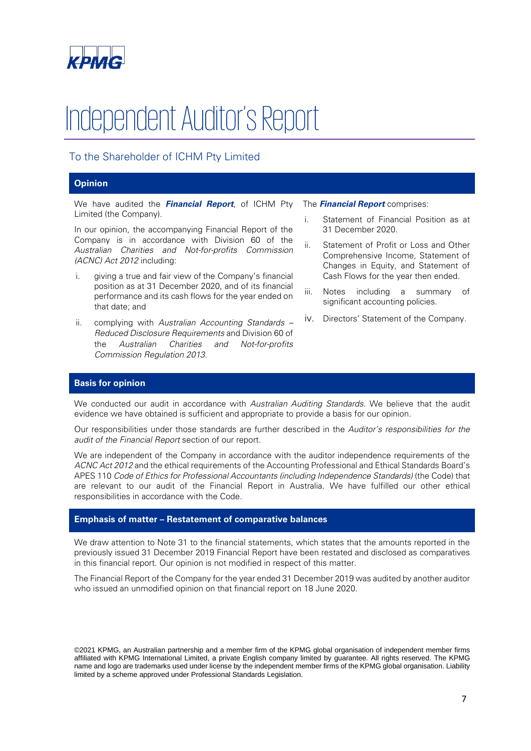# Independent Auditor's Report

## To the Shareholder of ICHM Pty Limited

### Opinion

We have audited the ***Financial Report***, of ICHM Pty Limited (the Company).

In our opinion, the accompanying Financial Report of the Company is in accordance with Division 60 of the *Australian Charities and Not-for-profits Commission (ACNC) Act 2012* including:

i. giving a true and fair view of the Company's financial position as at 31 December 2020, and of its financial performance and its cash flows for the year ended on that date; and

ii. complying with *Australian Accounting Standards – Reduced Disclosure Requirements* and Division 60 of the *Australian Charities and Not-for-profits Commission Regulation 2013*.

The ***Financial Report*** comprises:

i. Statement of Financial Position as at 31 December 2020.

ii. Statement of Profit or Loss and Other Comprehensive Income, Statement of Changes in Equity, and Statement of Cash Flows for the year then ended.

iii. Notes including a summary of significant accounting policies.

iv. Directors' Statement of the Company.

### Basis for opinion

We conducted our audit in accordance with *Australian Auditing Standards*. We believe that the audit evidence we have obtained is sufficient and appropriate to provide a basis for our opinion.

Our responsibilities under those standards are further described in the *Auditor's responsibilities for the audit of the Financial Report* section of our report.

We are independent of the Company in accordance with the auditor independence requirements of the *ACNC Act 2012* and the ethical requirements of the Accounting Professional and Ethical Standards Board's APES 110 *Code of Ethics for Professional Accountants (including Independence Standards)* (the Code) that are relevant to our audit of the Financial Report in Australia. We have fulfilled our other ethical responsibilities in accordance with the Code.

### Emphasis of matter – Restatement of comparative balances

We draw attention to Note 31 to the financial statements, which states that the amounts reported in the previously issued 31 December 2019 Financial Report have been restated and disclosed as comparatives in this financial report. Our opinion is not modified in respect of this matter.

The Financial Report of the Company for the year ended 31 December 2019 was audited by another auditor who issued an unmodified opinion on that financial report on 18 June 2020.

©2021 KPMG, an Australian partnership and a member firm of the KPMG global organisation of independent member firms affiliated with KPMG International Limited, a private English company limited by guarantee. All rights reserved. The KPMG name and logo are trademarks used under license by the independent member firms of the KPMG global organisation. Liability limited by a scheme approved under Professional Standards Legislation.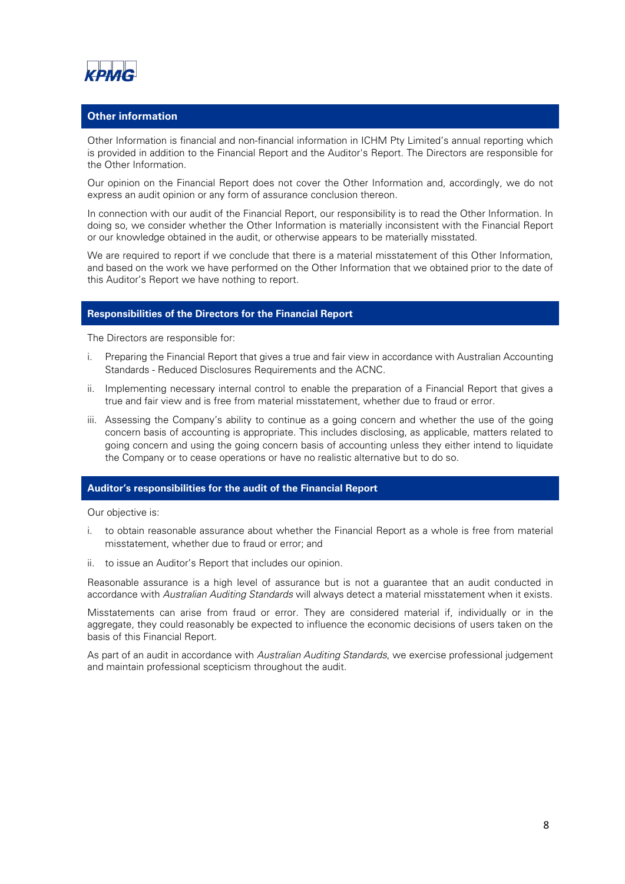## Other information

Other Information is financial and non-financial information in ICHM Pty Limited's annual reporting which is provided in addition to the Financial Report and the Auditor's Report. The Directors are responsible for the Other Information.

Our opinion on the Financial Report does not cover the Other Information and, accordingly, we do not express an audit opinion or any form of assurance conclusion thereon.

In connection with our audit of the Financial Report, our responsibility is to read the Other Information. In doing so, we consider whether the Other Information is materially inconsistent with the Financial Report or our knowledge obtained in the audit, or otherwise appears to be materially misstated.

We are required to report if we conclude that there is a material misstatement of this Other Information, and based on the work we have performed on the Other Information that we obtained prior to the date of this Auditor's Report we have nothing to report.

## Responsibilities of the Directors for the Financial Report

The Directors are responsible for:

i. Preparing the Financial Report that gives a true and fair view in accordance with Australian Accounting Standards - Reduced Disclosures Requirements and the ACNC.

ii. Implementing necessary internal control to enable the preparation of a Financial Report that gives a true and fair view and is free from material misstatement, whether due to fraud or error.

iii. Assessing the Company's ability to continue as a going concern and whether the use of the going concern basis of accounting is appropriate. This includes disclosing, as applicable, matters related to going concern and using the going concern basis of accounting unless they either intend to liquidate the Company or to cease operations or have no realistic alternative but to do so.

## Auditor's responsibilities for the audit of the Financial Report

Our objective is:

i. to obtain reasonable assurance about whether the Financial Report as a whole is free from material misstatement, whether due to fraud or error; and

ii. to issue an Auditor's Report that includes our opinion.

Reasonable assurance is a high level of assurance but is not a guarantee that an audit conducted in accordance with *Australian Auditing Standards* will always detect a material misstatement when it exists.

Misstatements can arise from fraud or error. They are considered material if, individually or in the aggregate, they could reasonably be expected to influence the economic decisions of users taken on the basis of this Financial Report.

As part of an audit in accordance with *Australian Auditing Standards*, we exercise professional judgement and maintain professional scepticism throughout the audit.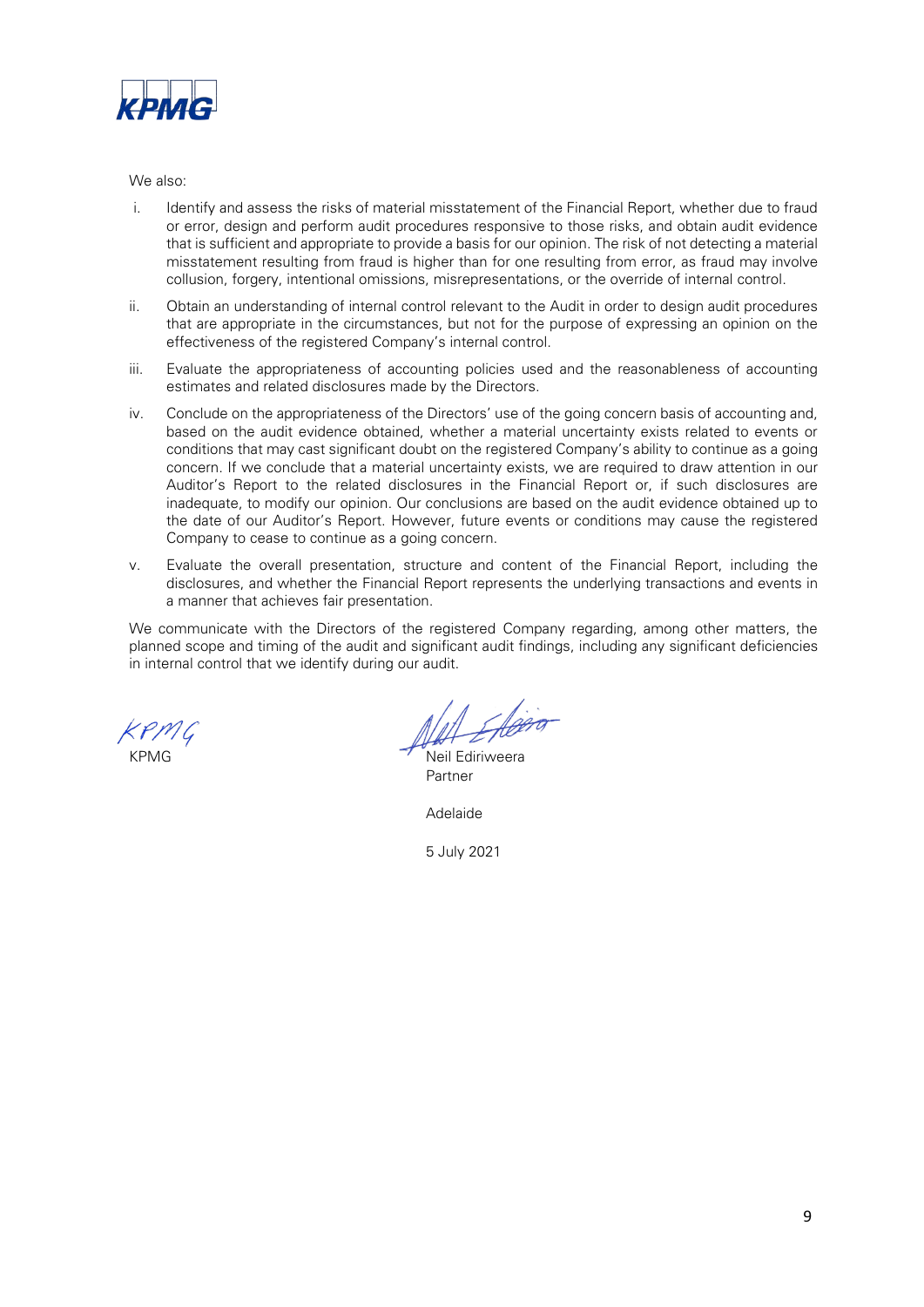We also:

i. Identify and assess the risks of material misstatement of the Financial Report, whether due to fraud or error, design and perform audit procedures responsive to those risks, and obtain audit evidence that is sufficient and appropriate to provide a basis for our opinion. The risk of not detecting a material misstatement resulting from fraud is higher than for one resulting from error, as fraud may involve collusion, forgery, intentional omissions, misrepresentations, or the override of internal control.

ii. Obtain an understanding of internal control relevant to the Audit in order to design audit procedures that are appropriate in the circumstances, but not for the purpose of expressing an opinion on the effectiveness of the registered Company's internal control.

iii. Evaluate the appropriateness of accounting policies used and the reasonableness of accounting estimates and related disclosures made by the Directors.

iv. Conclude on the appropriateness of the Directors' use of the going concern basis of accounting and, based on the audit evidence obtained, whether a material uncertainty exists related to events or conditions that may cast significant doubt on the registered Company's ability to continue as a going concern. If we conclude that a material uncertainty exists, we are required to draw attention in our Auditor's Report to the related disclosures in the Financial Report or, if such disclosures are inadequate, to modify our opinion. Our conclusions are based on the audit evidence obtained up to the date of our Auditor's Report. However, future events or conditions may cause the registered Company to cease to continue as a going concern.

v. Evaluate the overall presentation, structure and content of the Financial Report, including the disclosures, and whether the Financial Report represents the underlying transactions and events in a manner that achieves fair presentation.

We communicate with the Directors of the registered Company regarding, among other matters, the planned scope and timing of the audit and significant audit findings, including any significant deficiencies in internal control that we identify during our audit.

KPMG

Neil Ediriweera
Partner

Adelaide

5 July 2021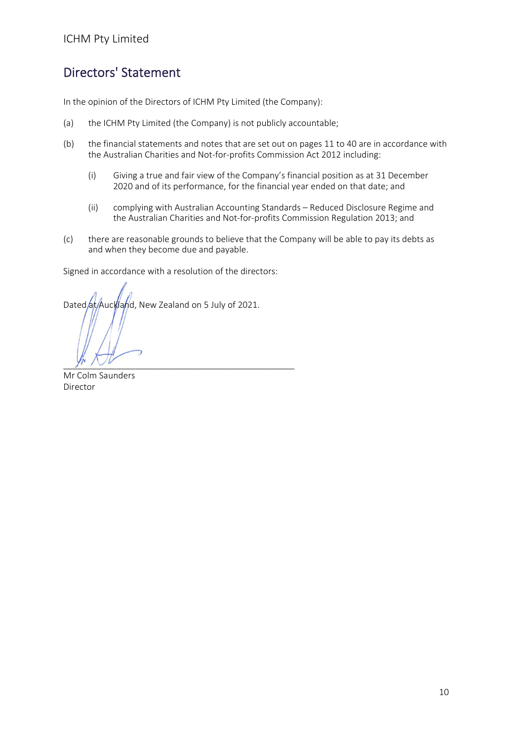## Directors' Statement

In the opinion of the Directors of ICHM Pty Limited (the Company):

(a) the ICHM Pty Limited (the Company) is not publicly accountable;

(b) the financial statements and notes that are set out on pages 11 to 40 are in accordance with the Australian Charities and Not-for-profits Commission Act 2012 including:

  (i) Giving a true and fair view of the Company's financial position as at 31 December 2020 and of its performance, for the financial year ended on that date; and

  (ii) complying with Australian Accounting Standards – Reduced Disclosure Regime and the Australian Charities and Not-for-profits Commission Regulation 2013; and

(c) there are reasonable grounds to believe that the Company will be able to pay its debts as and when they become due and payable.

Signed in accordance with a resolution of the directors:

Dated at Auckland, New Zealand on 5 July of 2021.

\_\_\_\_\_\_\_\_\_\_\_\_\_\_\_\_\_\_\_\_\_\_\_\_\_\_\_\_\_\_\_\_\_\_\_\_\_\_\_\_\_\_\_\_\_\_\_\_

Mr Colm Saunders
Director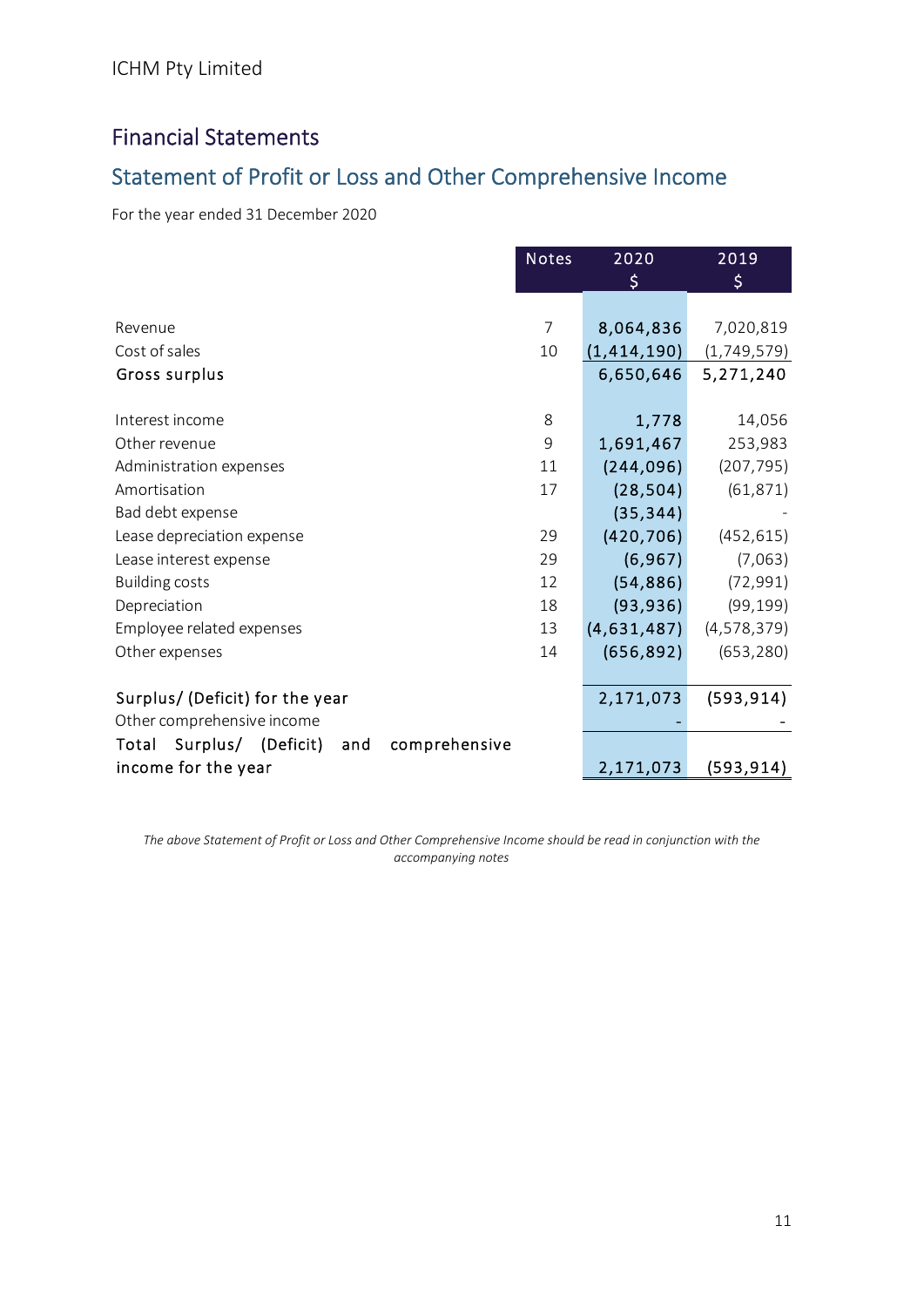ICHM Pty Limited

# Financial Statements

## Statement of Profit or Loss and Other Comprehensive Income

For the year ended 31 December 2020

| | Notes | 2020 $ | 2019 $ |
|---|---|---|---|
| Revenue | 7 | **8,064,836** | 7,020,819 |
| Cost of sales | 10 | **(1,414,190)** | (1,749,579) |
| **Gross surplus** | | **6,650,646** | **5,271,240** |
| | | | |
| Interest income | 8 | **1,778** | 14,056 |
| Other revenue | 9 | **1,691,467** | 253,983 |
| Administration expenses | 11 | **(244,096)** | (207,795) |
| Amortisation | 17 | **(28,504)** | (61,871) |
| Bad debt expense | | **(35,344)** | - |
| Lease depreciation expense | 29 | **(420,706)** | (452,615) |
| Lease interest expense | 29 | **(6,967)** | (7,063) |
| Building costs | 12 | **(54,886)** | (72,991) |
| Depreciation | 18 | **(93,936)** | (99,199) |
| Employee related expenses | 13 | **(4,631,487)** | (4,578,379) |
| Other expenses | 14 | **(656,892)** | (653,280) |
| | | | |
| **Surplus/ (Deficit) for the year** | | **2,171,073** | **(593,914)** |
| Other comprehensive income | | **-** | - |
| **Total Surplus/ (Deficit) and comprehensive income for the year** | | **2,171,073** | **(593,914)** |

*The above Statement of Profit or Loss and Other Comprehensive Income should be read in conjunction with the accompanying notes*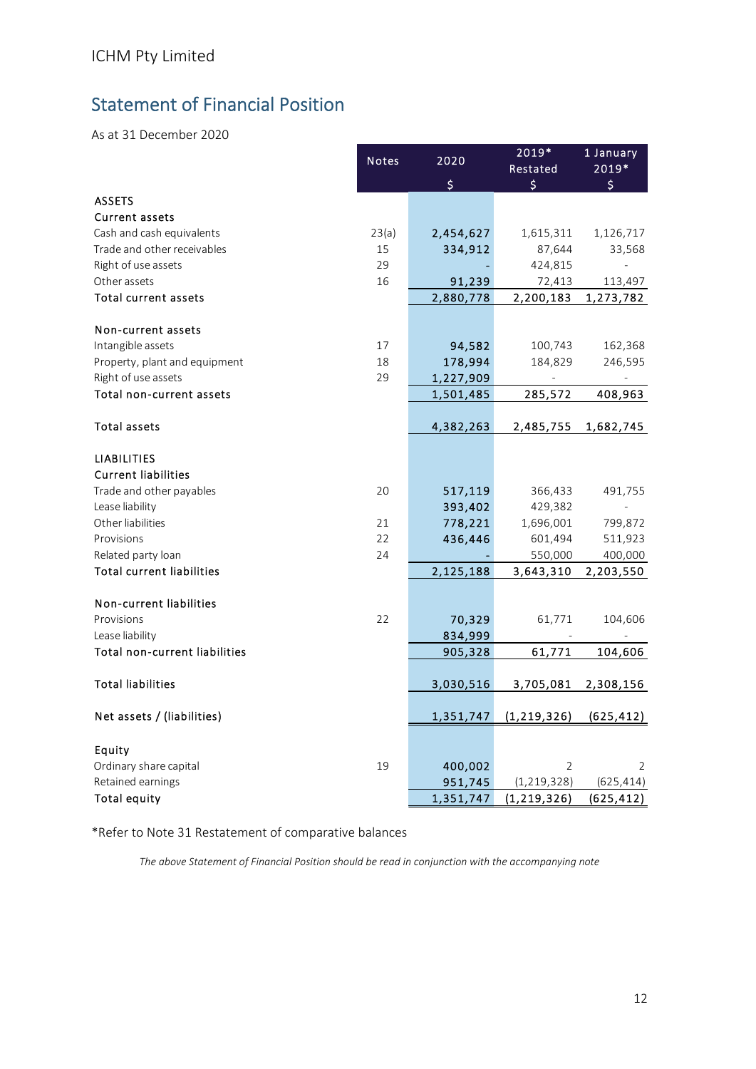ICHM Pty Limited

# Statement of Financial Position

As at 31 December 2020

| | Notes | 2020<br>$ | 2019*<br>Restated<br>$ | 1 January<br>2019*<br>$ |
|---|---|---|---|---|
| **ASSETS** | | | | |
| **Current assets** | | | | |
| Cash and cash equivalents | 23(a) | 2,454,627 | 1,615,311 | 1,126,717 |
| Trade and other receivables | 15 | 334,912 | 87,644 | 33,568 |
| Right of use assets | 29 | - | 424,815 | - |
| Other assets | 16 | 91,239 | 72,413 | 113,497 |
| **Total current assets** | | 2,880,778 | 2,200,183 | 1,273,782 |
| | | | | |
| **Non-current assets** | | | | |
| Intangible assets | 17 | 94,582 | 100,743 | 162,368 |
| Property, plant and equipment | 18 | 178,994 | 184,829 | 246,595 |
| Right of use assets | 29 | 1,227,909 | - | - |
| **Total non-current assets** | | 1,501,485 | 285,572 | 408,963 |
| | | | | |
| **Total assets** | | 4,382,263 | 2,485,755 | 1,682,745 |
| | | | | |
| **LIABILITIES** | | | | |
| **Current liabilities** | | | | |
| Trade and other payables | 20 | 517,119 | 366,433 | 491,755 |
| Lease liability | | 393,402 | 429,382 | - |
| Other liabilities | 21 | 778,221 | 1,696,001 | 799,872 |
| Provisions | 22 | 436,446 | 601,494 | 511,923 |
| Related party loan | 24 | - | 550,000 | 400,000 |
| **Total current liabilities** | | 2,125,188 | 3,643,310 | 2,203,550 |
| | | | | |
| **Non-current liabilities** | | | | |
| Provisions | 22 | 70,329 | 61,771 | 104,606 |
| Lease liability | | 834,999 | - | - |
| **Total non-current liabilities** | | 905,328 | 61,771 | 104,606 |
| | | | | |
| **Total liabilities** | | 3,030,516 | 3,705,081 | 2,308,156 |
| | | | | |
| **Net assets / (liabilities)** | | 1,351,747 | (1,219,326) | (625,412) |
| | | | | |
| **Equity** | | | | |
| Ordinary share capital | 19 | 400,002 | 2 | 2 |
| Retained earnings | | 951,745 | (1,219,328) | (625,414) |
| **Total equity** | | 1,351,747 | (1,219,326) | (625,412) |

*Refer to Note 31 Restatement of comparative balances

*The above Statement of Financial Position should be read in conjunction with the accompanying note*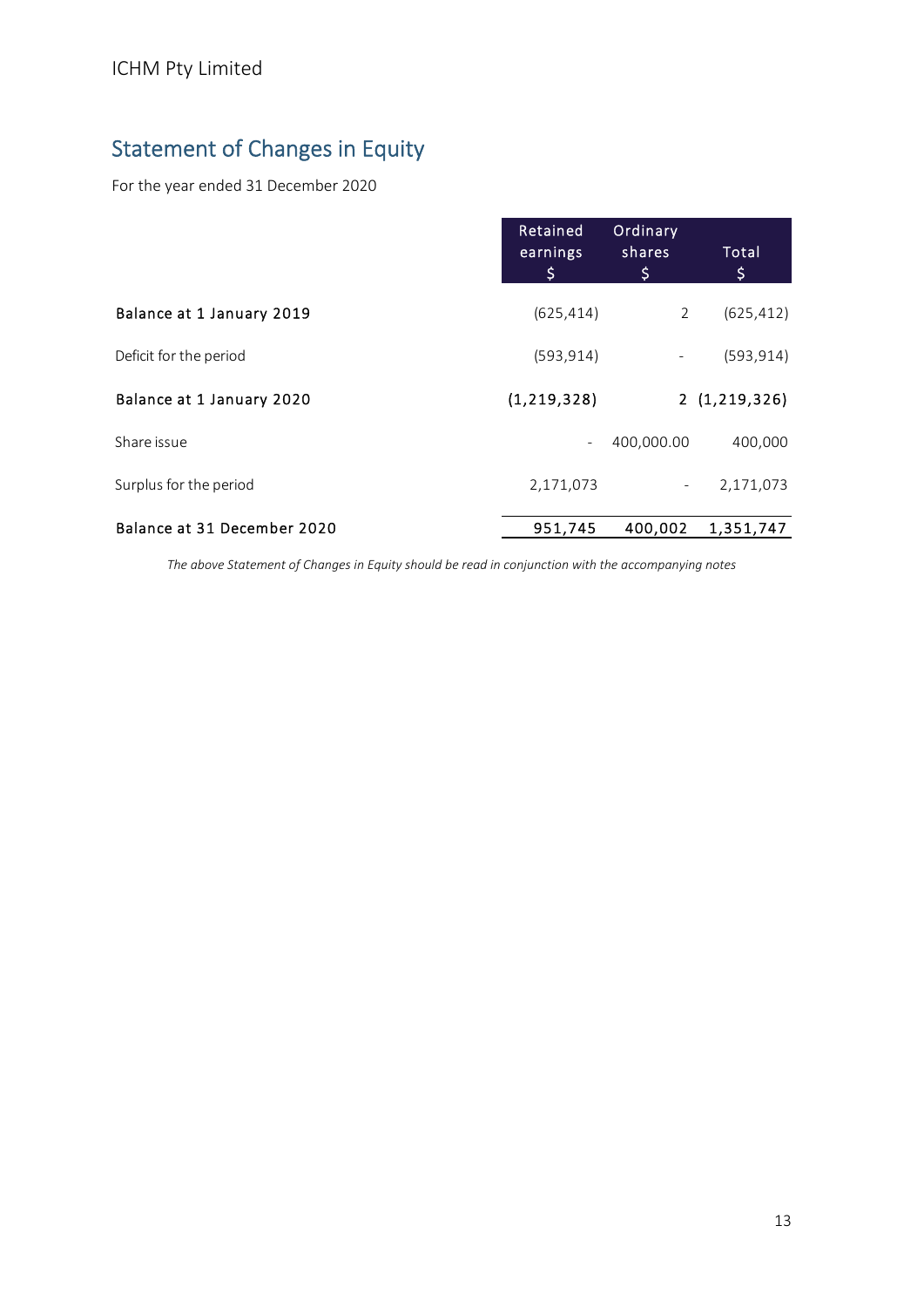ICHM Pty Limited

# Statement of Changes in Equity

For the year ended 31 December 2020

| | Retained earnings $ | Ordinary shares $ | Total $ |
|---|---|---|---|
| **Balance at 1 January 2019** | (625,414) | 2 | (625,412) |
| Deficit for the period | (593,914) | - | (593,914) |
| **Balance at 1 January 2020** | **(1,219,328)** | **2** | **(1,219,326)** |
| Share issue | - | 400,000.00 | 400,000 |
| Surplus for the period | 2,171,073 | - | 2,171,073 |
| **Balance at 31 December 2020** | **951,745** | **400,002** | **1,351,747** |

*The above Statement of Changes in Equity should be read in conjunction with the accompanying notes*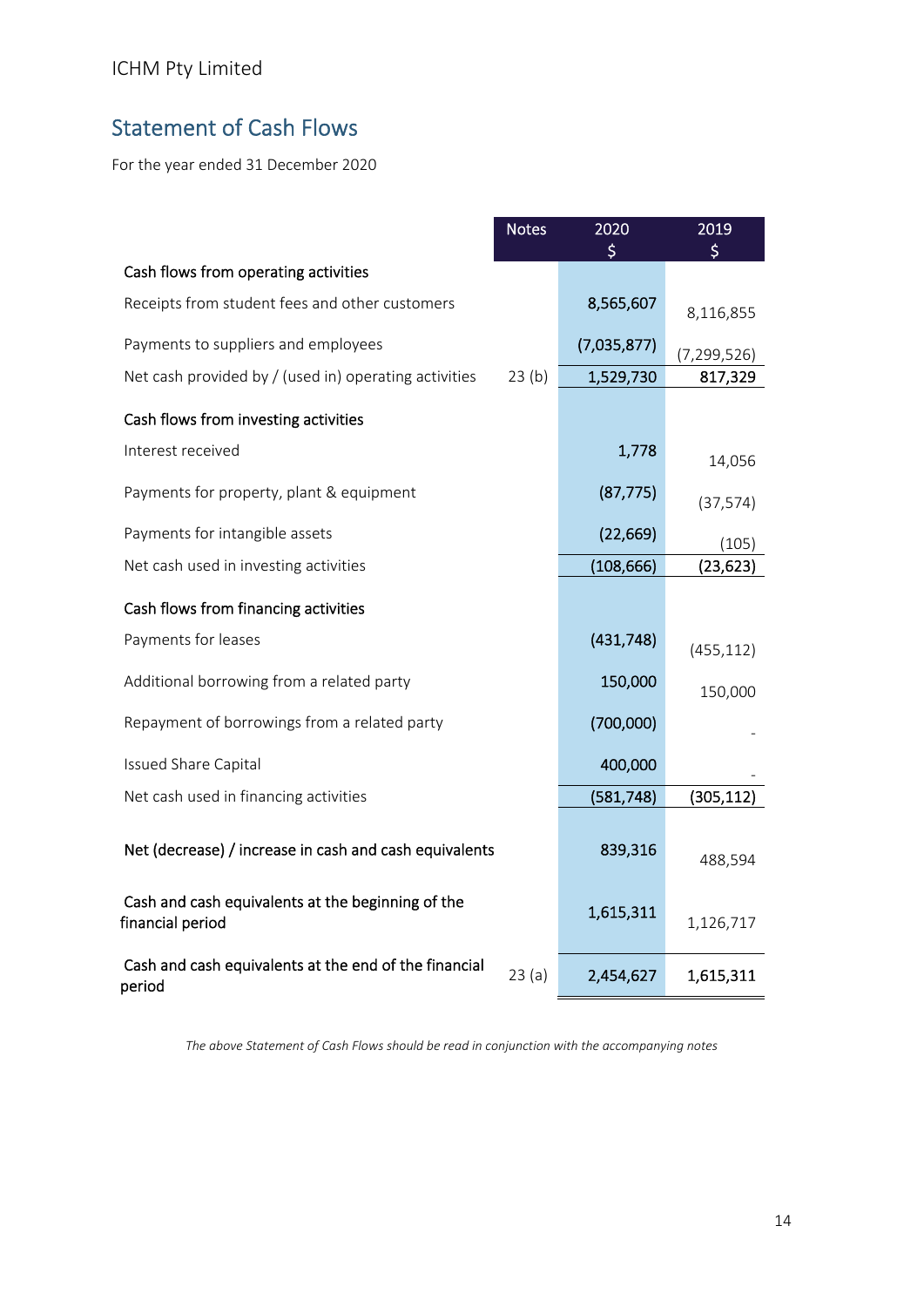ICHM Pty Limited

# Statement of Cash Flows

For the year ended 31 December 2020

| | Notes | 2020 $ | 2019 $ |
|---|---|---|---|
| **Cash flows from operating activities** | | | |
| Receipts from student fees and other customers | | 8,565,607 | 8,116,855 |
| Payments to suppliers and employees | | (7,035,877) | (7,299,526) |
| Net cash provided by / (used in) operating activities | 23 (b) | 1,529,730 | 817,329 |
| **Cash flows from investing activities** | | | |
| Interest received | | 1,778 | 14,056 |
| Payments for property, plant & equipment | | (87,775) | (37,574) |
| Payments for intangible assets | | (22,669) | (105) |
| Net cash used in investing activities | | (108,666) | (23,623) |
| **Cash flows from financing activities** | | | |
| Payments for leases | | (431,748) | (455,112) |
| Additional borrowing from a related party | | 150,000 | 150,000 |
| Repayment of borrowings from a related party | | (700,000) | - |
| Issued Share Capital | | 400,000 | - |
| Net cash used in financing activities | | (581,748) | (305,112) |
| **Net (decrease) / increase in cash and cash equivalents** | | 839,316 | 488,594 |
| **Cash and cash equivalents at the beginning of the financial period** | | 1,615,311 | 1,126,717 |
| **Cash and cash equivalents at the end of the financial period** | 23 (a) | 2,454,627 | 1,615,311 |

*The above Statement of Cash Flows should be read in conjunction with the accompanying notes*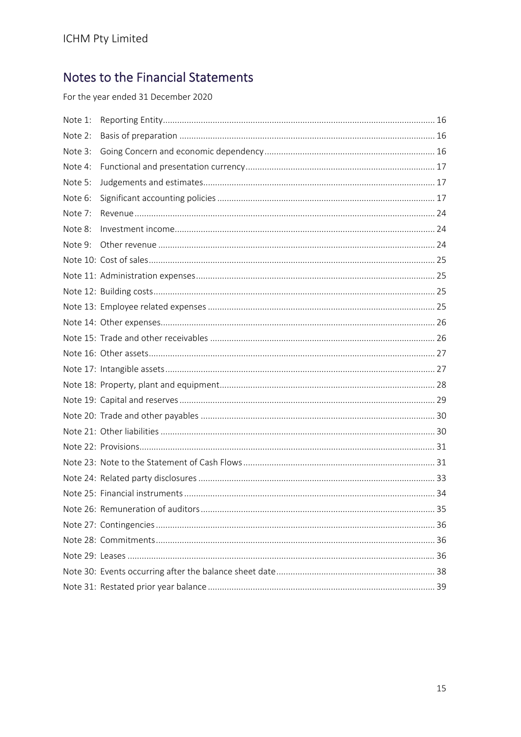ICHM Pty Limited

# Notes to the Financial Statements

For the year ended 31 December 2020

| | | |
|---|---|---|
| Note 1: | Reporting Entity | 16 |
| Note 2: | Basis of preparation | 16 |
| Note 3: | Going Concern and economic dependency | 16 |
| Note 4: | Functional and presentation currency | 17 |
| Note 5: | Judgements and estimates | 17 |
| Note 6: | Significant accounting policies | 17 |
| Note 7: | Revenue | 24 |
| Note 8: | Investment income | 24 |
| Note 9: | Other revenue | 24 |
| Note 10: | Cost of sales | 25 |
| Note 11: | Administration expenses | 25 |
| Note 12: | Building costs | 25 |
| Note 13: | Employee related expenses | 25 |
| Note 14: | Other expenses | 26 |
| Note 15: | Trade and other receivables | 26 |
| Note 16: | Other assets | 27 |
| Note 17: | Intangible assets | 27 |
| Note 18: | Property, plant and equipment | 28 |
| Note 19: | Capital and reserves | 29 |
| Note 20: | Trade and other payables | 30 |
| Note 21: | Other liabilities | 30 |
| Note 22: | Provisions | 31 |
| Note 23: | Note to the Statement of Cash Flows | 31 |
| Note 24: | Related party disclosures | 33 |
| Note 25: | Financial instruments | 34 |
| Note 26: | Remuneration of auditors | 35 |
| Note 27: | Contingencies | 36 |
| Note 28: | Commitments | 36 |
| Note 29: | Leases | 36 |
| Note 30: | Events occurring after the balance sheet date | 38 |
| Note 31: | Restated prior year balance | 39 |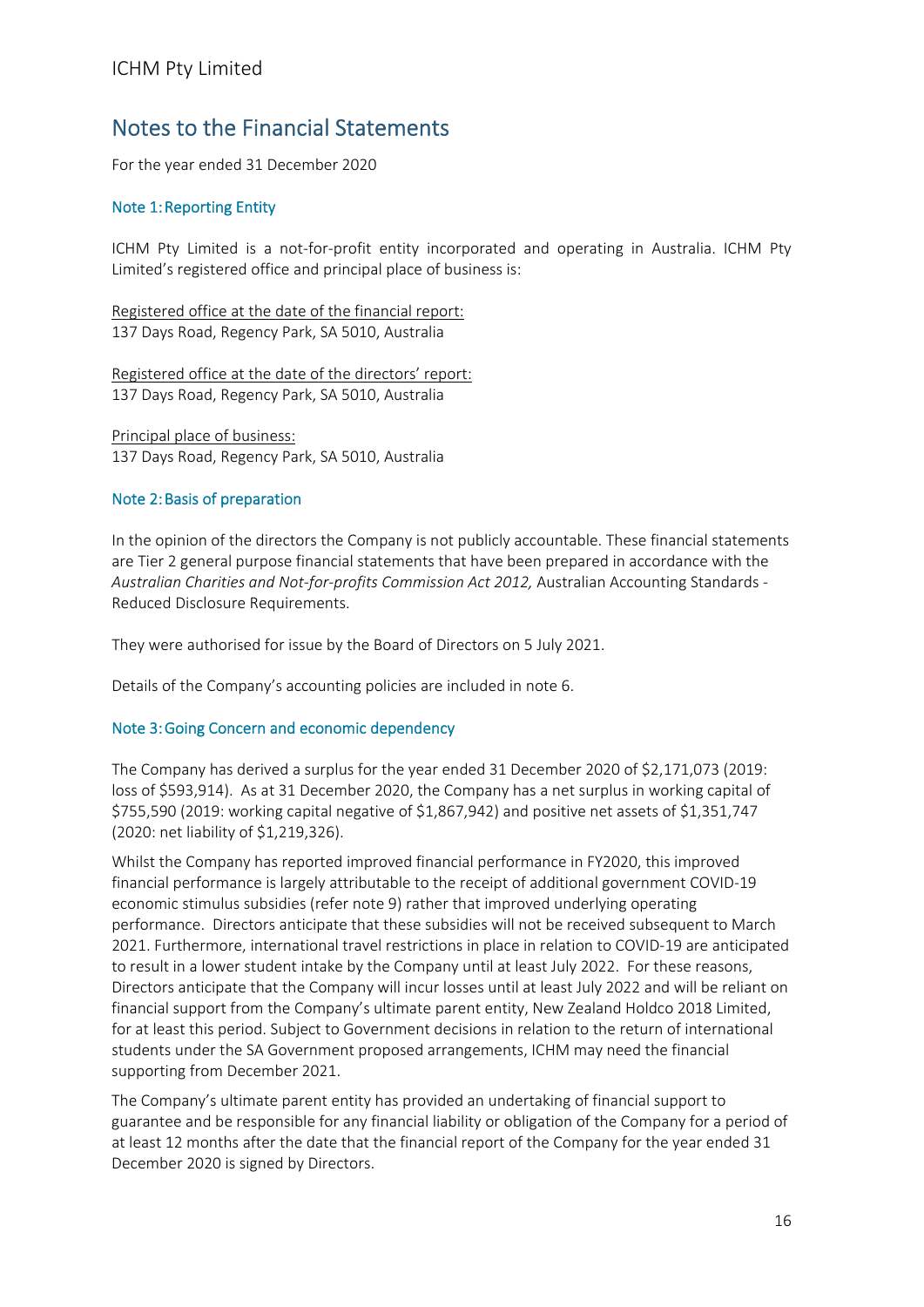# Notes to the Financial Statements

For the year ended 31 December 2020

## Note 1: Reporting Entity

ICHM Pty Limited is a not-for-profit entity incorporated and operating in Australia. ICHM Pty Limited's registered office and principal place of business is:

Registered office at the date of the financial report:
137 Days Road, Regency Park, SA 5010, Australia

Registered office at the date of the directors' report:
137 Days Road, Regency Park, SA 5010, Australia

Principal place of business:
137 Days Road, Regency Park, SA 5010, Australia

## Note 2: Basis of preparation

In the opinion of the directors the Company is not publicly accountable. These financial statements are Tier 2 general purpose financial statements that have been prepared in accordance with the *Australian Charities and Not-for-profits Commission Act 2012,* Australian Accounting Standards - Reduced Disclosure Requirements.

They were authorised for issue by the Board of Directors on 5 July 2021.

Details of the Company's accounting policies are included in note 6.

## Note 3: Going Concern and economic dependency

The Company has derived a surplus for the year ended 31 December 2020 of $2,171,073 (2019: loss of $593,914). As at 31 December 2020, the Company has a net surplus in working capital of $755,590 (2019: working capital negative of $1,867,942) and positive net assets of $1,351,747 (2020: net liability of $1,219,326).

Whilst the Company has reported improved financial performance in FY2020, this improved financial performance is largely attributable to the receipt of additional government COVID-19 economic stimulus subsidies (refer note 9) rather that improved underlying operating performance. Directors anticipate that these subsidies will not be received subsequent to March 2021. Furthermore, international travel restrictions in place in relation to COVID-19 are anticipated to result in a lower student intake by the Company until at least July 2022. For these reasons, Directors anticipate that the Company will incur losses until at least July 2022 and will be reliant on financial support from the Company's ultimate parent entity, New Zealand Holdco 2018 Limited, for at least this period. Subject to Government decisions in relation to the return of international students under the SA Government proposed arrangements, ICHM may need the financial supporting from December 2021.

The Company's ultimate parent entity has provided an undertaking of financial support to guarantee and be responsible for any financial liability or obligation of the Company for a period of at least 12 months after the date that the financial report of the Company for the year ended 31 December 2020 is signed by Directors.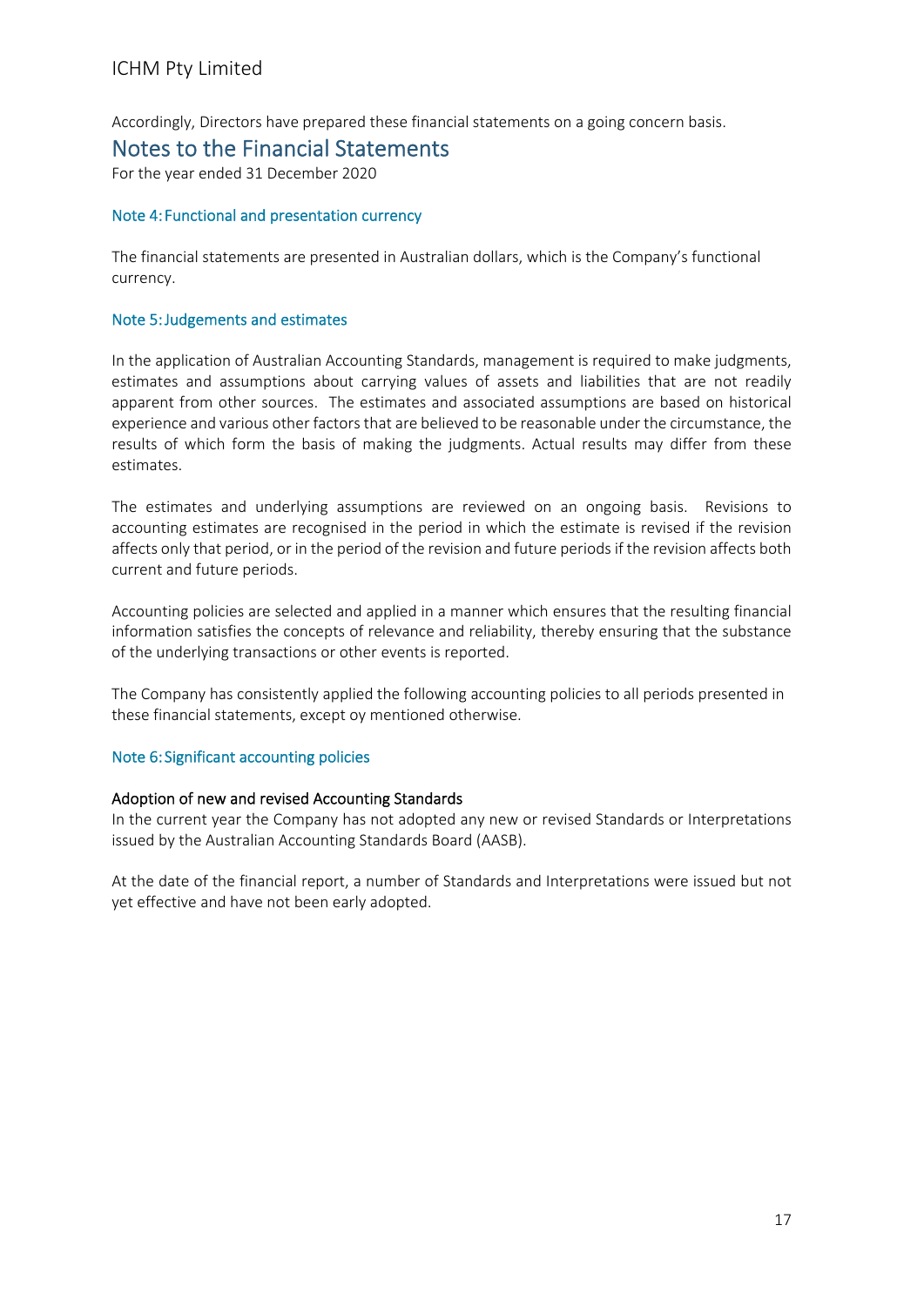Accordingly, Directors have prepared these financial statements on a going concern basis.

# Notes to the Financial Statements

For the year ended 31 December 2020

### Note 4: Functional and presentation currency

The financial statements are presented in Australian dollars, which is the Company's functional currency.

### Note 5: Judgements and estimates

In the application of Australian Accounting Standards, management is required to make judgments, estimates and assumptions about carrying values of assets and liabilities that are not readily apparent from other sources. The estimates and associated assumptions are based on historical experience and various other factors that are believed to be reasonable under the circumstance, the results of which form the basis of making the judgments. Actual results may differ from these estimates.

The estimates and underlying assumptions are reviewed on an ongoing basis. Revisions to accounting estimates are recognised in the period in which the estimate is revised if the revision affects only that period, or in the period of the revision and future periods if the revision affects both current and future periods.

Accounting policies are selected and applied in a manner which ensures that the resulting financial information satisfies the concepts of relevance and reliability, thereby ensuring that the substance of the underlying transactions or other events is reported.

The Company has consistently applied the following accounting policies to all periods presented in these financial statements, except oy mentioned otherwise.

### Note 6: Significant accounting policies

#### Adoption of new and revised Accounting Standards

In the current year the Company has not adopted any new or revised Standards or Interpretations issued by the Australian Accounting Standards Board (AASB).

At the date of the financial report, a number of Standards and Interpretations were issued but not yet effective and have not been early adopted.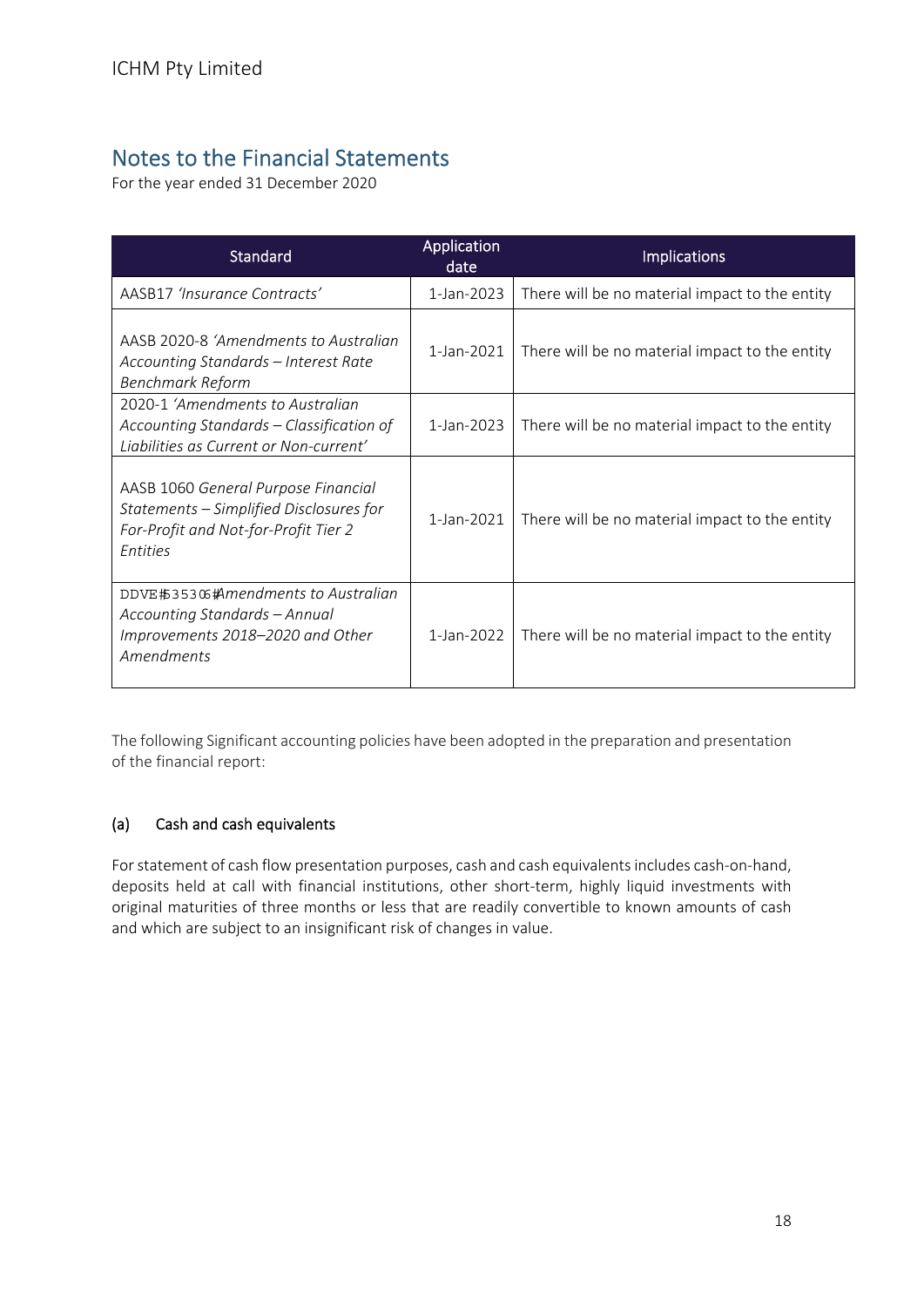# Notes to the Financial Statements

For the year ended 31 December 2020

| Standard | Application date | Implications |
|---|---|---|
| AASB17 *'Insurance Contracts'* | 1-Jan-2023 | There will be no material impact to the entity |
| AASB 2020-8 *'Amendments to Australian Accounting Standards – Interest Rate Benchmark Reform* | 1-Jan-2021 | There will be no material impact to the entity |
| 2020-1 *'Amendments to Australian Accounting Standards – Classification of Liabilities as Current or Non-current'* | 1-Jan-2023 | There will be no material impact to the entity |
| AASB 1060 *General Purpose Financial Statements – Simplified Disclosures for For-Profit and Not-for-Profit Tier 2 Entities* | 1-Jan-2021 | There will be no material impact to the entity |
| DDVE#53306#*Amendments to Australian Accounting Standards – Annual Improvements 2018–2020 and Other Amendments* | 1-Jan-2022 | There will be no material impact to the entity |

The following Significant accounting policies have been adopted in the preparation and presentation of the financial report:

### (a) Cash and cash equivalents

For statement of cash flow presentation purposes, cash and cash equivalents includes cash-on-hand, deposits held at call with financial institutions, other short-term, highly liquid investments with original maturities of three months or less that are readily convertible to known amounts of cash and which are subject to an insignificant risk of changes in value.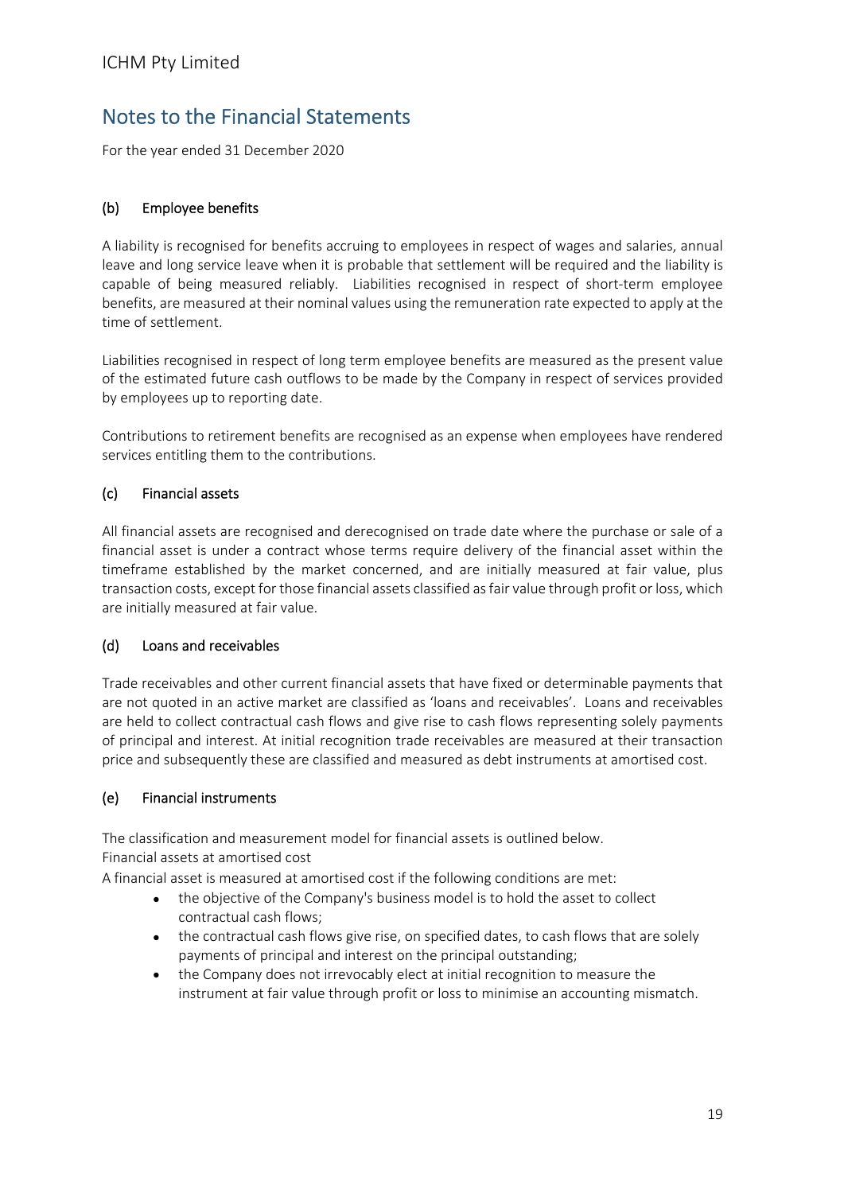# Notes to the Financial Statements

For the year ended 31 December 2020

### (b) Employee benefits

A liability is recognised for benefits accruing to employees in respect of wages and salaries, annual leave and long service leave when it is probable that settlement will be required and the liability is capable of being measured reliably. Liabilities recognised in respect of short-term employee benefits, are measured at their nominal values using the remuneration rate expected to apply at the time of settlement.

Liabilities recognised in respect of long term employee benefits are measured as the present value of the estimated future cash outflows to be made by the Company in respect of services provided by employees up to reporting date.

Contributions to retirement benefits are recognised as an expense when employees have rendered services entitling them to the contributions.

### (c) Financial assets

All financial assets are recognised and derecognised on trade date where the purchase or sale of a financial asset is under a contract whose terms require delivery of the financial asset within the timeframe established by the market concerned, and are initially measured at fair value, plus transaction costs, except for those financial assets classified as fair value through profit or loss, which are initially measured at fair value.

### (d) Loans and receivables

Trade receivables and other current financial assets that have fixed or determinable payments that are not quoted in an active market are classified as 'loans and receivables'. Loans and receivables are held to collect contractual cash flows and give rise to cash flows representing solely payments of principal and interest. At initial recognition trade receivables are measured at their transaction price and subsequently these are classified and measured as debt instruments at amortised cost.

### (e) Financial instruments

The classification and measurement model for financial assets is outlined below.

Financial assets at amortised cost

A financial asset is measured at amortised cost if the following conditions are met:

- the objective of the Company's business model is to hold the asset to collect contractual cash flows;
- the contractual cash flows give rise, on specified dates, to cash flows that are solely payments of principal and interest on the principal outstanding;
- the Company does not irrevocably elect at initial recognition to measure the instrument at fair value through profit or loss to minimise an accounting mismatch.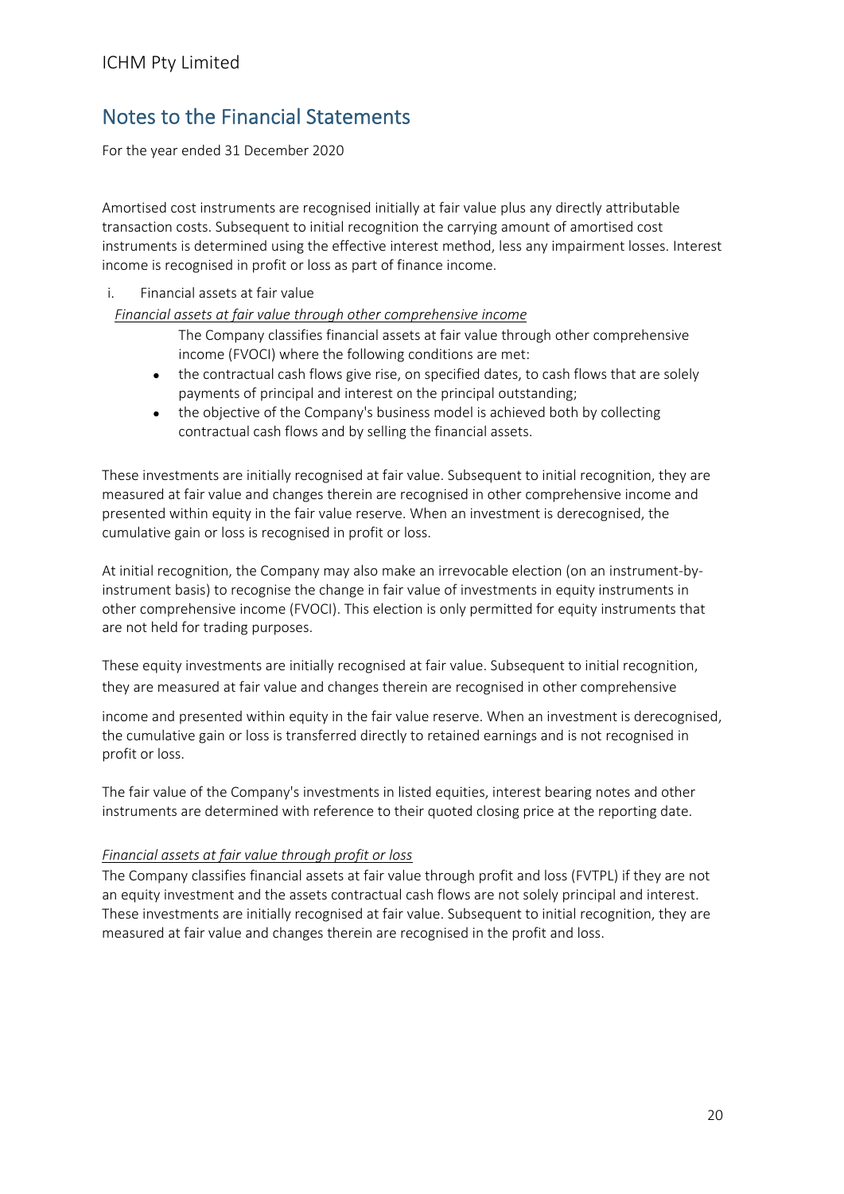# Notes to the Financial Statements

For the year ended 31 December 2020

Amortised cost instruments are recognised initially at fair value plus any directly attributable transaction costs. Subsequent to initial recognition the carrying amount of amortised cost instruments is determined using the effective interest method, less any impairment losses. Interest income is recognised in profit or loss as part of finance income.

i. Financial assets at fair value

*Financial assets at fair value through other comprehensive income*

The Company classifies financial assets at fair value through other comprehensive income (FVOCI) where the following conditions are met:

- the contractual cash flows give rise, on specified dates, to cash flows that are solely payments of principal and interest on the principal outstanding;
- the objective of the Company's business model is achieved both by collecting contractual cash flows and by selling the financial assets.

These investments are initially recognised at fair value. Subsequent to initial recognition, they are measured at fair value and changes therein are recognised in other comprehensive income and presented within equity in the fair value reserve. When an investment is derecognised, the cumulative gain or loss is recognised in profit or loss.

At initial recognition, the Company may also make an irrevocable election (on an instrument-by-instrument basis) to recognise the change in fair value of investments in equity instruments in other comprehensive income (FVOCI). This election is only permitted for equity instruments that are not held for trading purposes.

These equity investments are initially recognised at fair value. Subsequent to initial recognition, they are measured at fair value and changes therein are recognised in other comprehensive income and presented within equity in the fair value reserve. When an investment is derecognised, the cumulative gain or loss is transferred directly to retained earnings and is not recognised in profit or loss.

The fair value of the Company's investments in listed equities, interest bearing notes and other instruments are determined with reference to their quoted closing price at the reporting date.

*Financial assets at fair value through profit or loss*

The Company classifies financial assets at fair value through profit and loss (FVTPL) if they are not an equity investment and the assets contractual cash flows are not solely principal and interest. These investments are initially recognised at fair value. Subsequent to initial recognition, they are measured at fair value and changes therein are recognised in the profit and loss.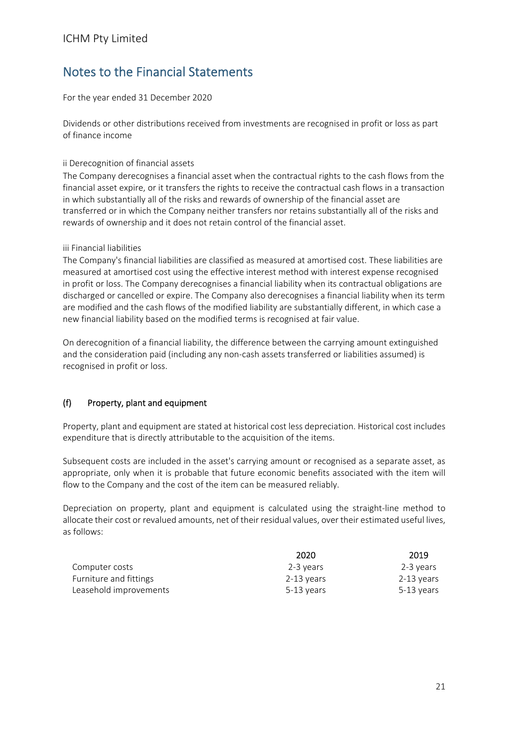## Notes to the Financial Statements

For the year ended 31 December 2020

Dividends or other distributions received from investments are recognised in profit or loss as part of finance income

ii Derecognition of financial assets

The Company derecognises a financial asset when the contractual rights to the cash flows from the financial asset expire, or it transfers the rights to receive the contractual cash flows in a transaction in which substantially all of the risks and rewards of ownership of the financial asset are transferred or in which the Company neither transfers nor retains substantially all of the risks and rewards of ownership and it does not retain control of the financial asset.

iii Financial liabilities

The Company's financial liabilities are classified as measured at amortised cost. These liabilities are measured at amortised cost using the effective interest method with interest expense recognised in profit or loss. The Company derecognises a financial liability when its contractual obligations are discharged or cancelled or expire. The Company also derecognises a financial liability when its term are modified and the cash flows of the modified liability are substantially different, in which case a new financial liability based on the modified terms is recognised at fair value.

On derecognition of a financial liability, the difference between the carrying amount extinguished and the consideration paid (including any non-cash assets transferred or liabilities assumed) is recognised in profit or loss.

### (f) Property, plant and equipment

Property, plant and equipment are stated at historical cost less depreciation. Historical cost includes expenditure that is directly attributable to the acquisition of the items.

Subsequent costs are included in the asset's carrying amount or recognised as a separate asset, as appropriate, only when it is probable that future economic benefits associated with the item will flow to the Company and the cost of the item can be measured reliably.

Depreciation on property, plant and equipment is calculated using the straight-line method to allocate their cost or revalued amounts, net of their residual values, over their estimated useful lives, as follows:

| | 2020 | 2019 |
|---|---|---|
| Computer costs | 2-3 years | 2-3 years |
| Furniture and fittings | 2-13 years | 2-13 years |
| Leasehold improvements | 5-13 years | 5-13 years |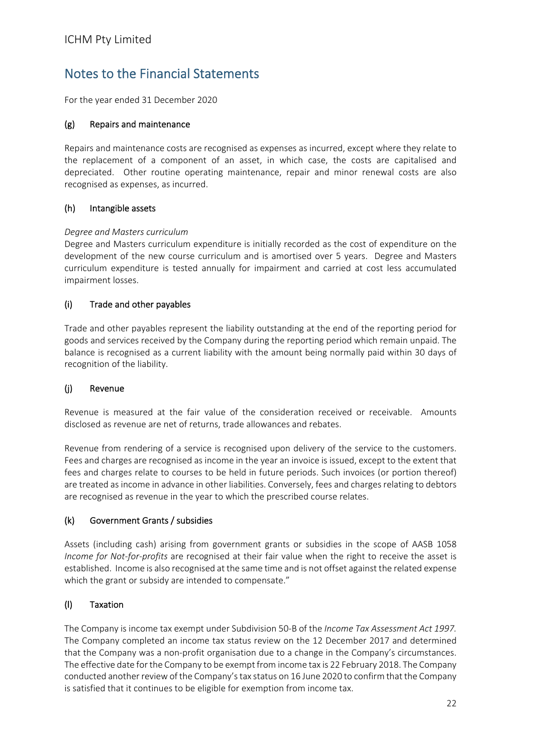# Notes to the Financial Statements

For the year ended 31 December 2020

### (g) Repairs and maintenance

Repairs and maintenance costs are recognised as expenses as incurred, except where they relate to the replacement of a component of an asset, in which case, the costs are capitalised and depreciated. Other routine operating maintenance, repair and minor renewal costs are also recognised as expenses, as incurred.

### (h) Intangible assets

*Degree and Masters curriculum*
Degree and Masters curriculum expenditure is initially recorded as the cost of expenditure on the development of the new course curriculum and is amortised over 5 years. Degree and Masters curriculum expenditure is tested annually for impairment and carried at cost less accumulated impairment losses.

### (i) Trade and other payables

Trade and other payables represent the liability outstanding at the end of the reporting period for goods and services received by the Company during the reporting period which remain unpaid. The balance is recognised as a current liability with the amount being normally paid within 30 days of recognition of the liability.

### (j) Revenue

Revenue is measured at the fair value of the consideration received or receivable. Amounts disclosed as revenue are net of returns, trade allowances and rebates.

Revenue from rendering of a service is recognised upon delivery of the service to the customers. Fees and charges are recognised as income in the year an invoice is issued, except to the extent that fees and charges relate to courses to be held in future periods. Such invoices (or portion thereof) are treated as income in advance in other liabilities. Conversely, fees and charges relating to debtors are recognised as revenue in the year to which the prescribed course relates.

### (k) Government Grants / subsidies

Assets (including cash) arising from government grants or subsidies in the scope of AASB 1058 *Income for Not-for-profits* are recognised at their fair value when the right to receive the asset is established. Income is also recognised at the same time and is not offset against the related expense which the grant or subsidy are intended to compensate."

### (l) Taxation

The Company is income tax exempt under Subdivision 50-B of the *Income Tax Assessment Act 1997.* The Company completed an income tax status review on the 12 December 2017 and determined that the Company was a non-profit organisation due to a change in the Company's circumstances. The effective date for the Company to be exempt from income tax is 22 February 2018. The Company conducted another review of the Company's tax status on 16 June 2020 to confirm that the Company is satisfied that it continues to be eligible for exemption from income tax.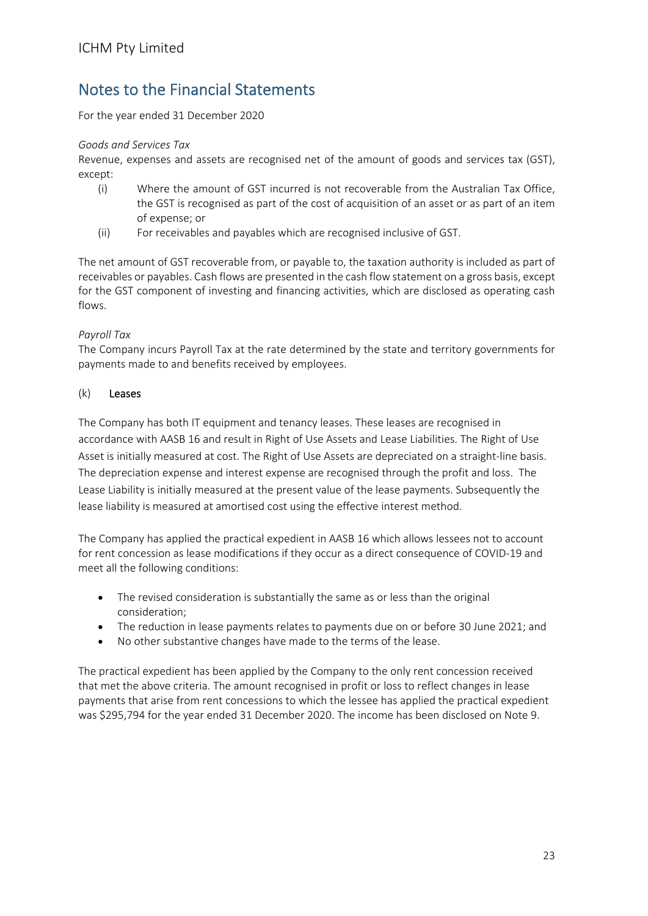# Notes to the Financial Statements

For the year ended 31 December 2020

*Goods and Services Tax*

Revenue, expenses and assets are recognised net of the amount of goods and services tax (GST), except:

(i) Where the amount of GST incurred is not recoverable from the Australian Tax Office, the GST is recognised as part of the cost of acquisition of an asset or as part of an item of expense; or

(ii) For receivables and payables which are recognised inclusive of GST.

The net amount of GST recoverable from, or payable to, the taxation authority is included as part of receivables or payables. Cash flows are presented in the cash flow statement on a gross basis, except for the GST component of investing and financing activities, which are disclosed as operating cash flows.

*Payroll Tax*

The Company incurs Payroll Tax at the rate determined by the state and territory governments for payments made to and benefits received by employees.

## (k) Leases

The Company has both IT equipment and tenancy leases. These leases are recognised in accordance with AASB 16 and result in Right of Use Assets and Lease Liabilities. The Right of Use Asset is initially measured at cost. The Right of Use Assets are depreciated on a straight-line basis. The depreciation expense and interest expense are recognised through the profit and loss. The Lease Liability is initially measured at the present value of the lease payments. Subsequently the lease liability is measured at amortised cost using the effective interest method.

The Company has applied the practical expedient in AASB 16 which allows lessees not to account for rent concession as lease modifications if they occur as a direct consequence of COVID-19 and meet all the following conditions:

- The revised consideration is substantially the same as or less than the original consideration;
- The reduction in lease payments relates to payments due on or before 30 June 2021; and
- No other substantive changes have made to the terms of the lease.

The practical expedient has been applied by the Company to the only rent concession received that met the above criteria. The amount recognised in profit or loss to reflect changes in lease payments that arise from rent concessions to which the lessee has applied the practical expedient was $295,794 for the year ended 31 December 2020. The income has been disclosed on Note 9.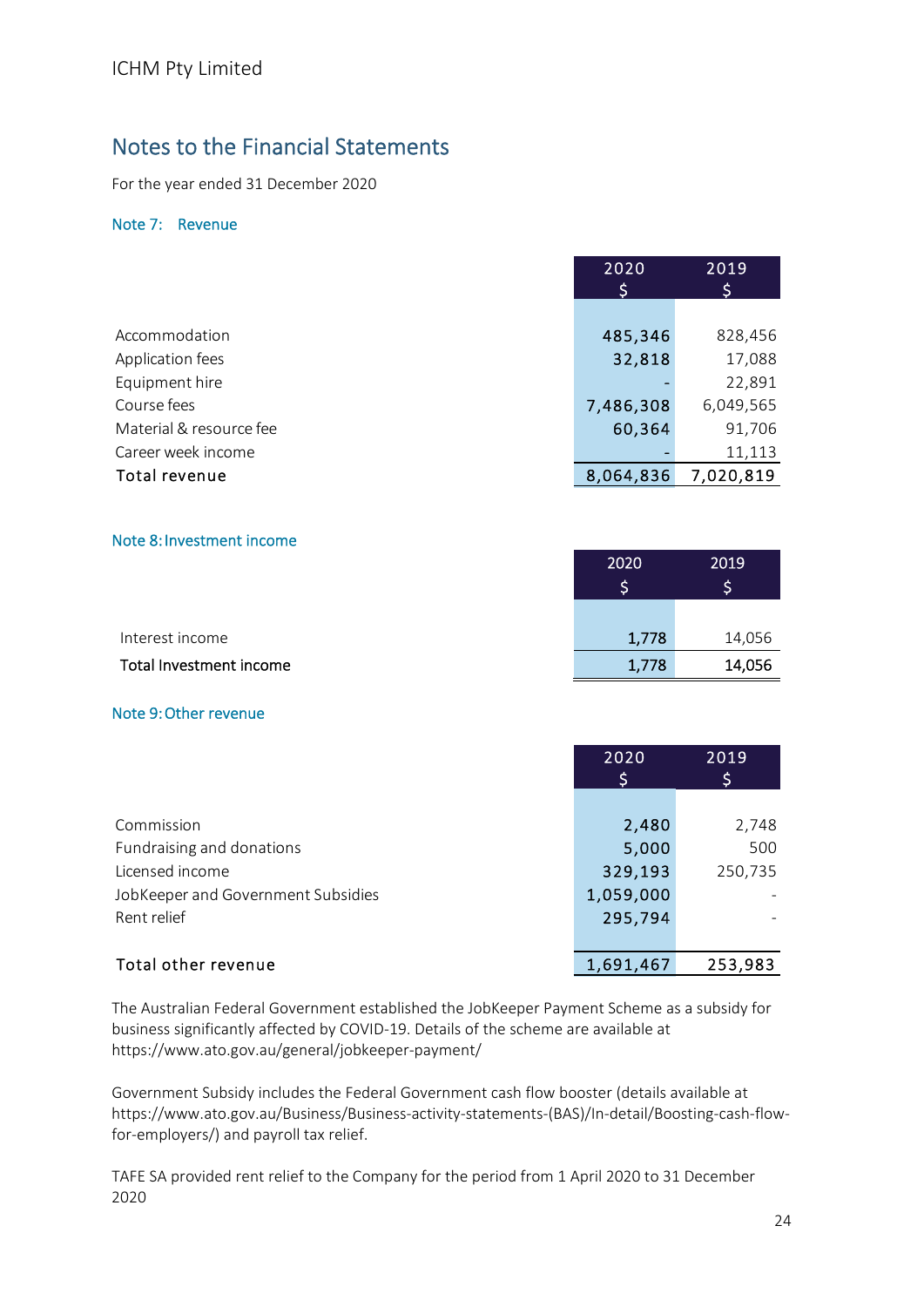ICHM Pty Limited

# Notes to the Financial Statements

For the year ended 31 December 2020

## Note 7: Revenue

| | 2020<br>$ | 2019<br>$ |
|---|---|---|
| Accommodation | 485,346 | 828,456 |
| Application fees | 32,818 | 17,088 |
| Equipment hire | - | 22,891 |
| Course fees | 7,486,308 | 6,049,565 |
| Material & resource fee | 60,364 | 91,706 |
| Career week income | - | 11,113 |
| **Total revenue** | 8,064,836 | 7,020,819 |

## Note 8: Investment income

| | 2020<br>$ | 2019<br>$ |
|---|---|---|
| Interest income | 1,778 | 14,056 |
| **Total Investment income** | 1,778 | 14,056 |

## Note 9: Other revenue

| | 2020<br>$ | 2019<br>$ |
|---|---|---|
| Commission | 2,480 | 2,748 |
| Fundraising and donations | 5,000 | 500 |
| Licensed income | 329,193 | 250,735 |
| JobKeeper and Government Subsidies | 1,059,000 | - |
| Rent relief | 295,794 | - |
| **Total other revenue** | 1,691,467 | 253,983 |

The Australian Federal Government established the JobKeeper Payment Scheme as a subsidy for business significantly affected by COVID-19. Details of the scheme are available at https://www.ato.gov.au/general/jobkeeper-payment/

Government Subsidy includes the Federal Government cash flow booster (details available at https://www.ato.gov.au/Business/Business-activity-statements-(BAS)/In-detail/Boosting-cash-flow-for-employers/) and payroll tax relief.

TAFE SA provided rent relief to the Company for the period from 1 April 2020 to 31 December 2020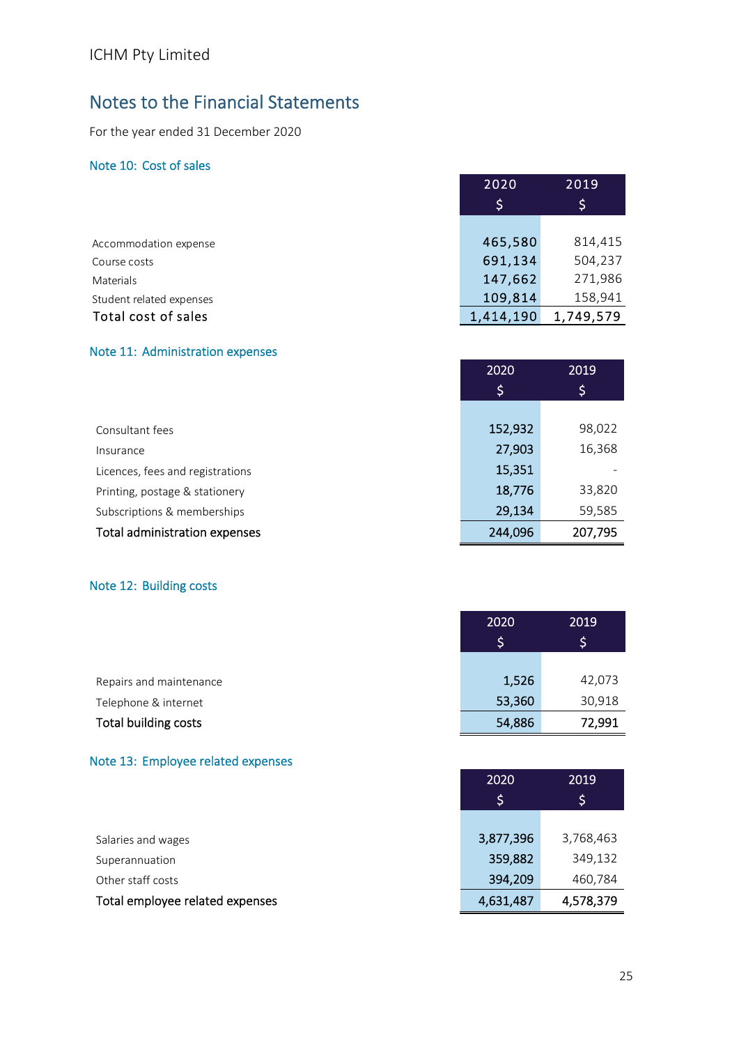ICHM Pty Limited

# Notes to the Financial Statements

For the year ended 31 December 2020

## Note 10: Cost of sales

| | 2020<br>$ | 2019<br>$ |
|---|---|---|
| Accommodation expense | 465,580 | 814,415 |
| Course costs | 691,134 | 504,237 |
| Materials | 147,662 | 271,986 |
| Student related expenses | 109,814 | 158,941 |
| Total cost of sales | 1,414,190 | 1,749,579 |

## Note 11: Administration expenses

| | 2020<br>$ | 2019<br>$ |
|---|---|---|
| Consultant fees | 152,932 | 98,022 |
| Insurance | 27,903 | 16,368 |
| Licences, fees and registrations | 15,351 | - |
| Printing, postage & stationery | 18,776 | 33,820 |
| Subscriptions & memberships | 29,134 | 59,585 |
| Total administration expenses | 244,096 | 207,795 |

## Note 12: Building costs

| | 2020<br>$ | 2019<br>$ |
|---|---|---|
| Repairs and maintenance | 1,526 | 42,073 |
| Telephone & internet | 53,360 | 30,918 |
| Total building costs | 54,886 | 72,991 |

## Note 13: Employee related expenses

| | 2020<br>$ | 2019<br>$ |
|---|---|---|
| Salaries and wages | 3,877,396 | 3,768,463 |
| Superannuation | 359,882 | 349,132 |
| Other staff costs | 394,209 | 460,784 |
| Total employee related expenses | 4,631,487 | 4,578,379 |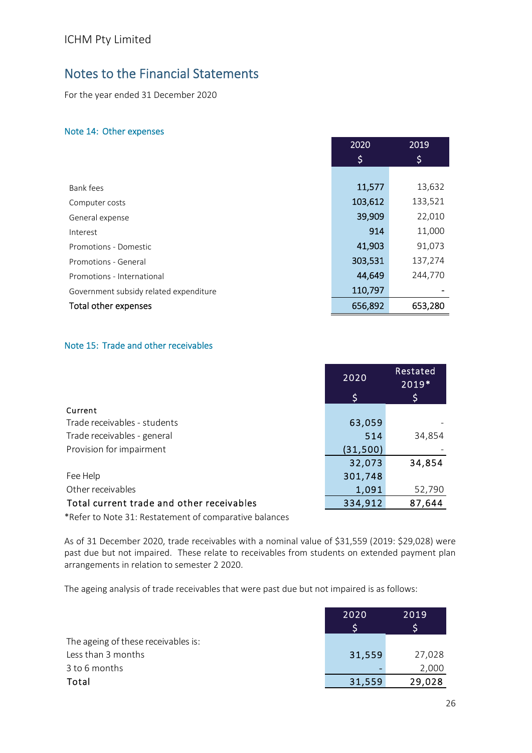ICHM Pty Limited

# Notes to the Financial Statements

For the year ended 31 December 2020

## Note 14: Other expenses

| | 2020<br>$ | 2019<br>$ |
|---|---|---|
| Bank fees | 11,577 | 13,632 |
| Computer costs | 103,612 | 133,521 |
| General expense | 39,909 | 22,010 |
| Interest | 914 | 11,000 |
| Promotions - Domestic | 41,903 | 91,073 |
| Promotions - General | 303,531 | 137,274 |
| Promotions - International | 44,649 | 244,770 |
| Government subsidy related expenditure | 110,797 | - |
| **Total other expenses** | **656,892** | **653,280** |

## Note 15: Trade and other receivables

| | 2020<br>$ | Restated 2019*<br>$ |
|---|---|---|
| Current | | |
| Trade receivables - students | 63,059 | - |
| Trade receivables - general | 514 | 34,854 |
| Provision for impairment | (31,500) | - |
| | 32,073 | 34,854 |
| Fee Help | 301,748 | |
| Other receivables | 1,091 | 52,790 |
| **Total current trade and other receivables** | **334,912** | **87,644** |

*Refer to Note 31: Restatement of comparative balances

As of 31 December 2020, trade receivables with a nominal value of $31,559 (2019: $29,028) were past due but not impaired. These relate to receivables from students on extended payment plan arrangements in relation to semester 2 2020.

The ageing analysis of trade receivables that were past due but not impaired is as follows:

| | 2020<br>$ | 2019<br>$ |
|---|---|---|
| The ageing of these receivables is: | | |
| Less than 3 months | 31,559 | 27,028 |
| 3 to 6 months | - | 2,000 |
| **Total** | **31,559** | **29,028** |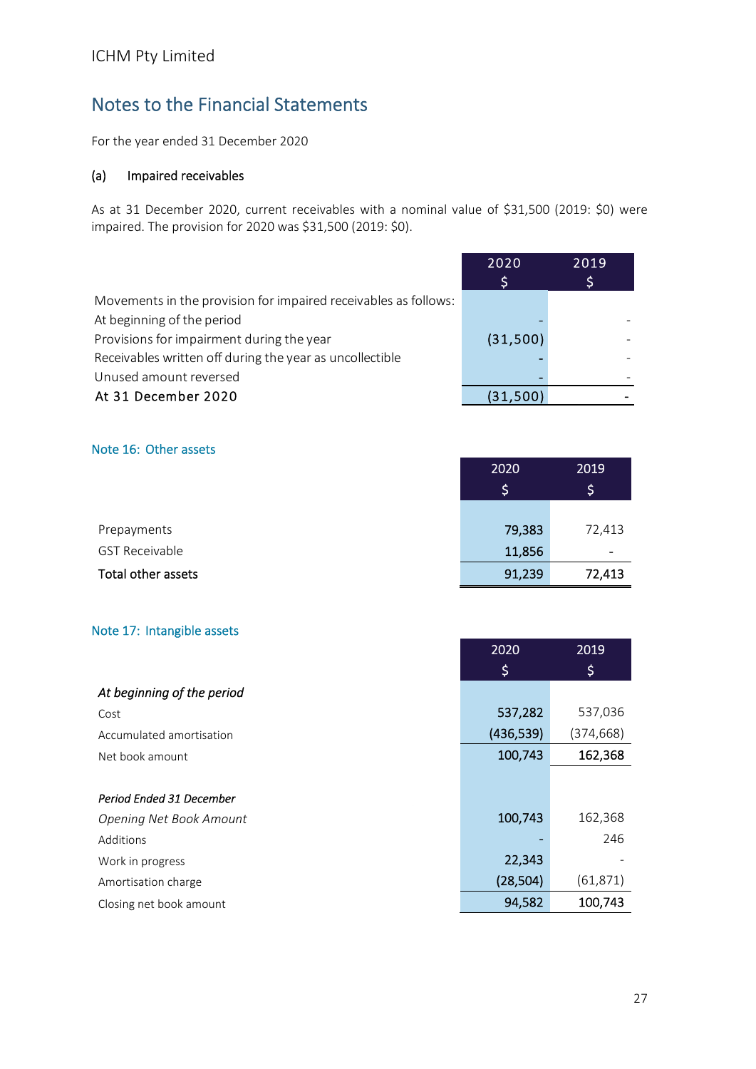ICHM Pty Limited

# Notes to the Financial Statements

For the year ended 31 December 2020

### (a) Impaired receivables

As at 31 December 2020, current receivables with a nominal value of $31,500 (2019: $0) were impaired. The provision for 2020 was $31,500 (2019: $0).

| | 2020<br>$ | 2019<br>$ |
|---|---|---|
| Movements in the provision for impaired receivables as follows: | | |
| At beginning of the period | - | - |
| Provisions for impairment during the year | (31,500) | - |
| Receivables written off during the year as uncollectible | - | - |
| Unused amount reversed | - | - |
| At 31 December 2020 | (31,500) | - |

## Note 16: Other assets

| | 2020<br>$ | 2019<br>$ |
|---|---|---|
| Prepayments | 79,383 | 72,413 |
| GST Receivable | 11,856 | - |
| **Total other assets** | 91,239 | 72,413 |

## Note 17: Intangible assets

| | 2020<br>$ | 2019<br>$ |
|---|---|---|
| *At beginning of the period* | | |
| Cost | 537,282 | 537,036 |
| Accumulated amortisation | (436,539) | (374,668) |
| Net book amount | 100,743 | 162,368 |
| | | |
| *Period Ended 31 December* | | |
| *Opening Net Book Amount* | 100,743 | 162,368 |
| Additions | - | 246 |
| Work in progress | 22,343 | - |
| Amortisation charge | (28,504) | (61,871) |
| Closing net book amount | 94,582 | 100,743 |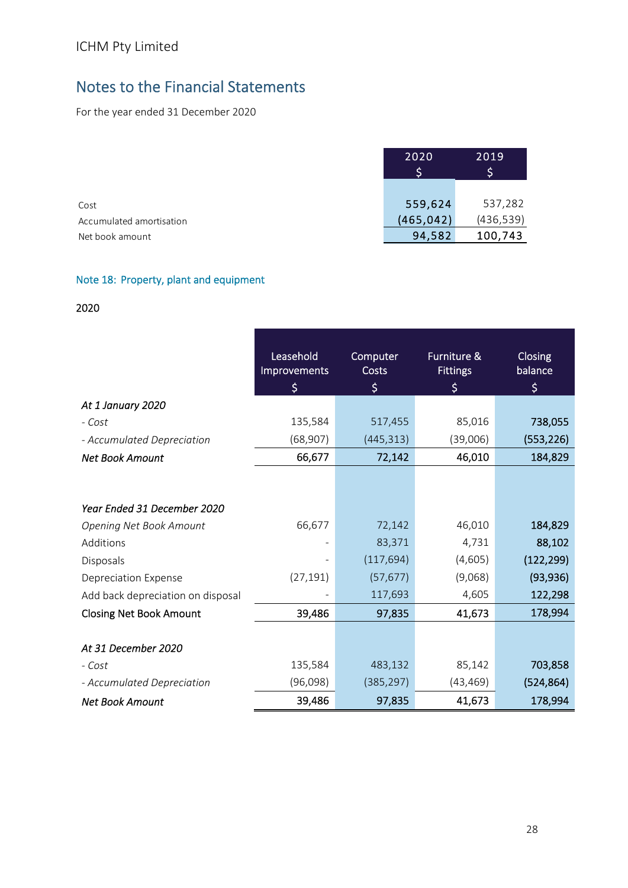ICHM Pty Limited

# Notes to the Financial Statements

For the year ended 31 December 2020

| | 2020<br>$ | 2019<br>$ |
|---|---|---|
| Cost | 559,624 | 537,282 |
| Accumulated amortisation | (465,042) | (436,539) |
| Net book amount | 94,582 | 100,743 |

## Note 18: Property, plant and equipment

2020

| | Leasehold Improvements<br>$ | Computer Costs<br>$ | Furniture & Fittings<br>$ | Closing balance<br>$ |
|---|---|---|---|---|
| *At 1 January 2020* | | | | |
| *- Cost* | 135,584 | 517,455 | 85,016 | 738,055 |
| *- Accumulated Depreciation* | (68,907) | (445,313) | (39,006) | (553,226) |
| ***Net Book Amount*** | 66,677 | 72,142 | 46,010 | 184,829 |
| | | | | |
| *Year Ended 31 December 2020* | | | | |
| *Opening Net Book Amount* | 66,677 | 72,142 | 46,010 | 184,829 |
| Additions | - | 83,371 | 4,731 | 88,102 |
| Disposals | - | (117,694) | (4,605) | (122,299) |
| Depreciation Expense | (27,191) | (57,677) | (9,068) | (93,936) |
| Add back depreciation on disposal | - | 117,693 | 4,605 | 122,298 |
| Closing Net Book Amount | 39,486 | 97,835 | 41,673 | 178,994 |
| | | | | |
| *At 31 December 2020* | | | | |
| *- Cost* | 135,584 | 483,132 | 85,142 | 703,858 |
| *- Accumulated Depreciation* | (96,098) | (385,297) | (43,469) | (524,864) |
| ***Net Book Amount*** | 39,486 | 97,835 | 41,673 | 178,994 |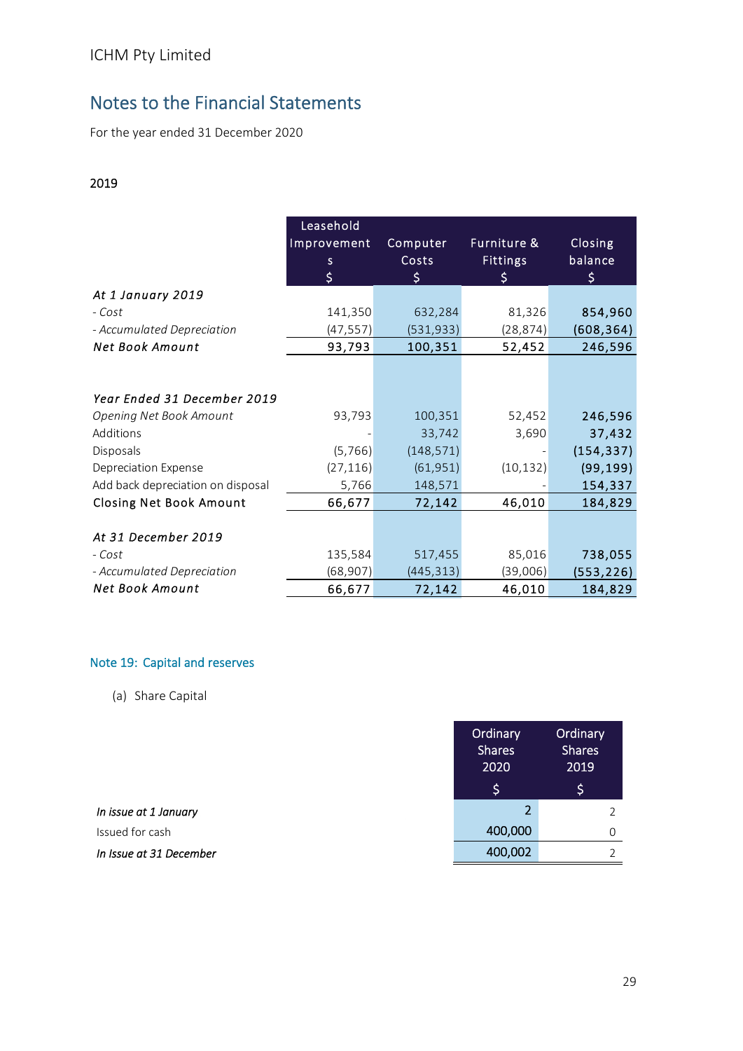ICHM Pty Limited

## Notes to the Financial Statements

For the year ended 31 December 2020

2019

| | Leasehold Improvements $ | Computer Costs $ | Furniture & Fittings $ | Closing balance $ |
|---|---|---|---|---|
| ***At 1 January 2019*** | | | | |
| *- Cost* | 141,350 | 632,284 | 81,326 | 854,960 |
| *- Accumulated Depreciation* | (47,557) | (531,933) | (28,874) | (608,364) |
| ***Net Book Amount*** | 93,793 | 100,351 | 52,452 | 246,596 |
| | | | | |
| ***Year Ended 31 December 2019*** | | | | |
| *Opening Net Book Amount* | 93,793 | 100,351 | 52,452 | 246,596 |
| Additions | - | 33,742 | 3,690 | 37,432 |
| Disposals | (5,766) | (148,571) | - | (154,337) |
| Depreciation Expense | (27,116) | (61,951) | (10,132) | (99,199) |
| Add back depreciation on disposal | 5,766 | 148,571 | - | 154,337 |
| **Closing Net Book Amount** | 66,677 | 72,142 | 46,010 | 184,829 |
| | | | | |
| ***At 31 December 2019*** | | | | |
| *- Cost* | 135,584 | 517,455 | 85,016 | 738,055 |
| *- Accumulated Depreciation* | (68,907) | (445,313) | (39,006) | (553,226) |
| ***Net Book Amount*** | 66,677 | 72,142 | 46,010 | 184,829 |

### Note 19: Capital and reserves

(a) Share Capital

| | Ordinary Shares 2020 $ | Ordinary Shares 2019 $ |
|---|---|---|
| *In issue at 1 January* | 2 | 2 |
| Issued for cash | 400,000 | 0 |
| *In Issue at 31 December* | 400,002 | 2 |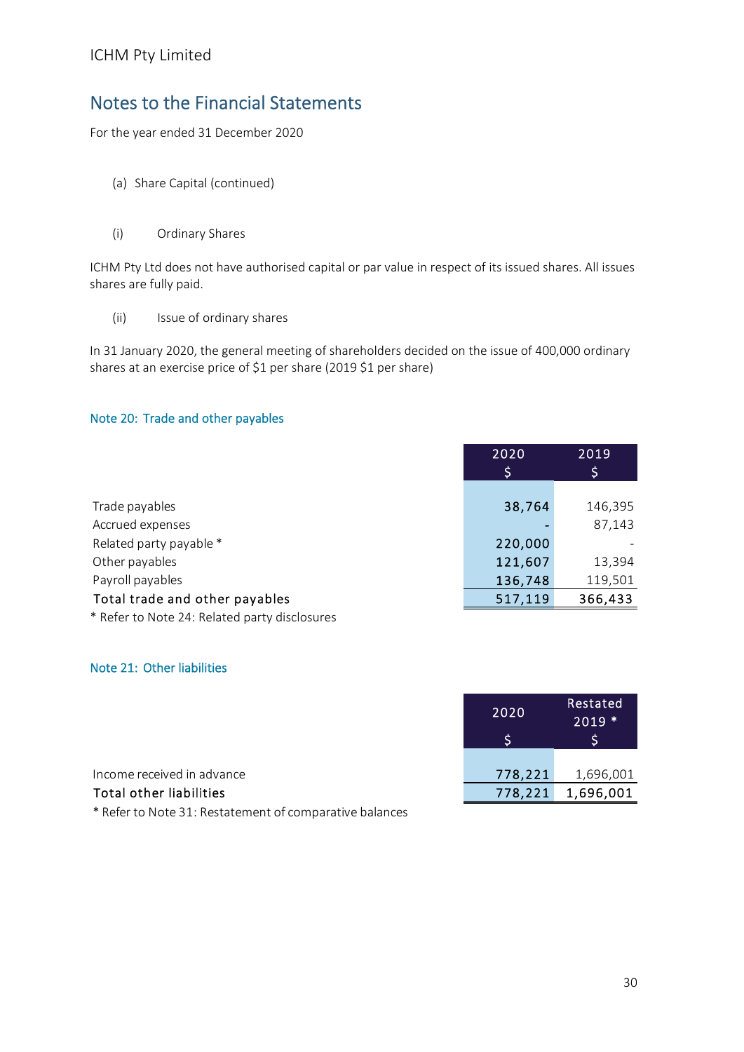ICHM Pty Limited

# Notes to the Financial Statements

For the year ended 31 December 2020

(a) Share Capital (continued)

(i) Ordinary Shares

ICHM Pty Ltd does not have authorised capital or par value in respect of its issued shares. All issues shares are fully paid.

(ii) Issue of ordinary shares

In 31 January 2020, the general meeting of shareholders decided on the issue of 400,000 ordinary shares at an exercise price of $1 per share (2019 $1 per share)

## Note 20: Trade and other payables

| | 2020<br>$ | 2019<br>$ |
|---|---|---|
| Trade payables | 38,764 | 146,395 |
| Accrued expenses | - | 87,143 |
| Related party payable * | 220,000 | - |
| Other payables | 121,607 | 13,394 |
| Payroll payables | 136,748 | 119,501 |
| **Total trade and other payables** | **517,119** | **366,433** |

* Refer to Note 24: Related party disclosures

## Note 21: Other liabilities

| | 2020<br>$ | Restated 2019 *<br>$ |
|---|---|---|
| Income received in advance | 778,221 | 1,696,001 |
| **Total other liabilities** | **778,221** | **1,696,001** |

* Refer to Note 31: Restatement of comparative balances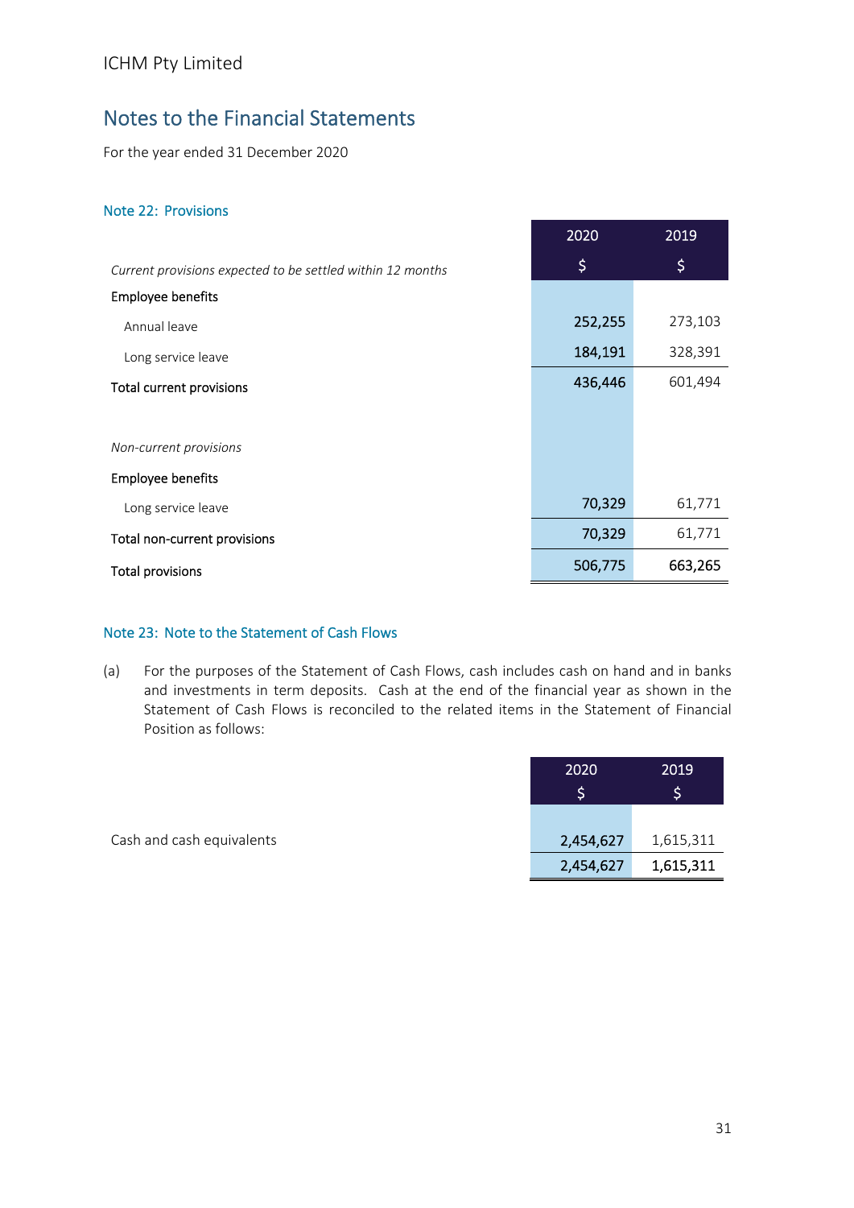ICHM Pty Limited

# Notes to the Financial Statements

For the year ended 31 December 2020

## Note 22: Provisions

| | 2020 | 2019 |
|---|---|---|
| *Current provisions expected to be settled within 12 months* | $ | $ |
| **Employee benefits** | | |
| Annual leave | 252,255 | 273,103 |
| Long service leave | 184,191 | 328,391 |
| **Total current provisions** | 436,446 | 601,494 |
| | | |
| *Non-current provisions* | | |
| **Employee benefits** | | |
| Long service leave | 70,329 | 61,771 |
| **Total non-current provisions** | 70,329 | 61,771 |
| **Total provisions** | 506,775 | 663,265 |

## Note 23: Note to the Statement of Cash Flows

(a) For the purposes of the Statement of Cash Flows, cash includes cash on hand and in banks and investments in term deposits. Cash at the end of the financial year as shown in the Statement of Cash Flows is reconciled to the related items in the Statement of Financial Position as follows:

| | 2020<br>$ | 2019<br>$ |
|---|---|---|
| Cash and cash equivalents | 2,454,627 | 1,615,311 |
| | 2,454,627 | 1,615,311 |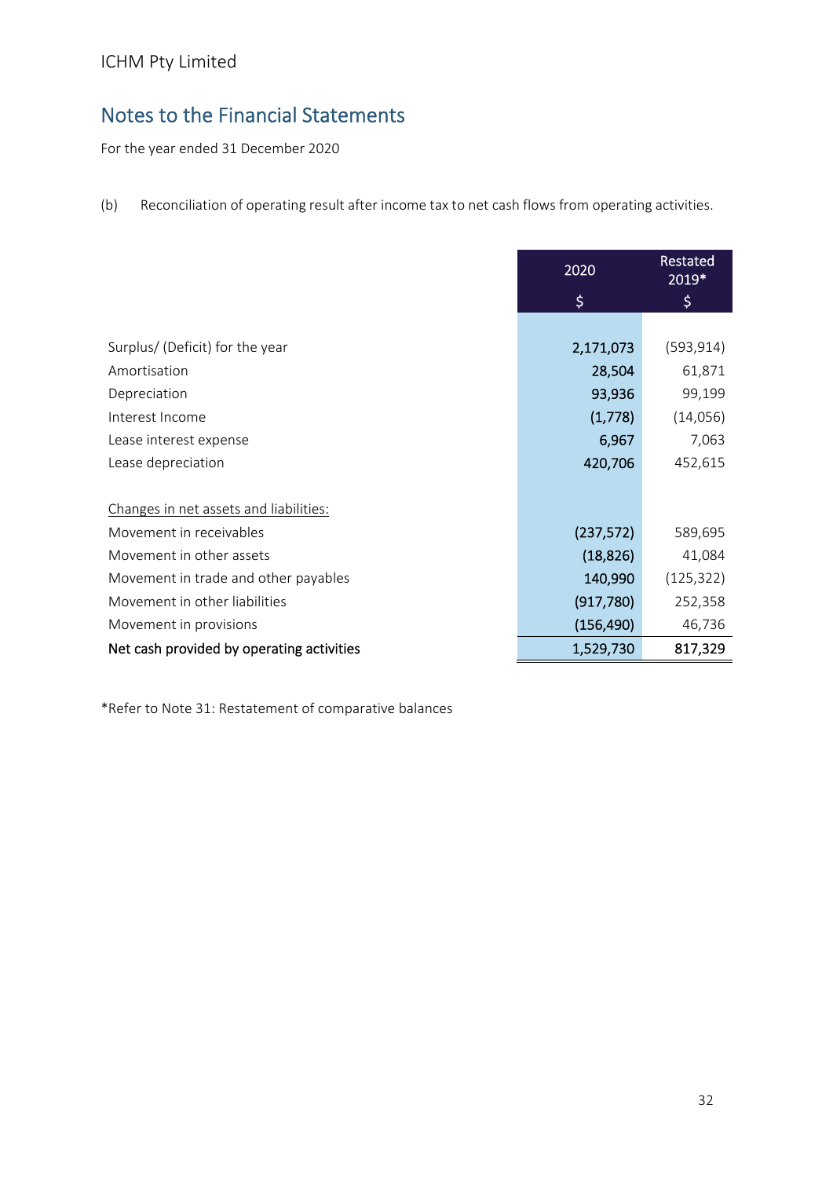ICHM Pty Limited

## Notes to the Financial Statements

For the year ended 31 December 2020

(b) Reconciliation of operating result after income tax to net cash flows from operating activities.

| | 2020 | Restated 2019* |
|---|---|---|
| | $ | $ |
| Surplus/ (Deficit) for the year | 2,171,073 | (593,914) |
| Amortisation | 28,504 | 61,871 |
| Depreciation | 93,936 | 99,199 |
| Interest Income | (1,778) | (14,056) |
| Lease interest expense | 6,967 | 7,063 |
| Lease depreciation | 420,706 | 452,615 |
| Changes in net assets and liabilities: | | |
| Movement in receivables | (237,572) | 589,695 |
| Movement in other assets | (18,826) | 41,084 |
| Movement in trade and other payables | 140,990 | (125,322) |
| Movement in other liabilities | (917,780) | 252,358 |
| Movement in provisions | (156,490) | 46,736 |
| **Net cash provided by operating activities** | **1,529,730** | **817,329** |

*Refer to Note 31: Restatement of comparative balances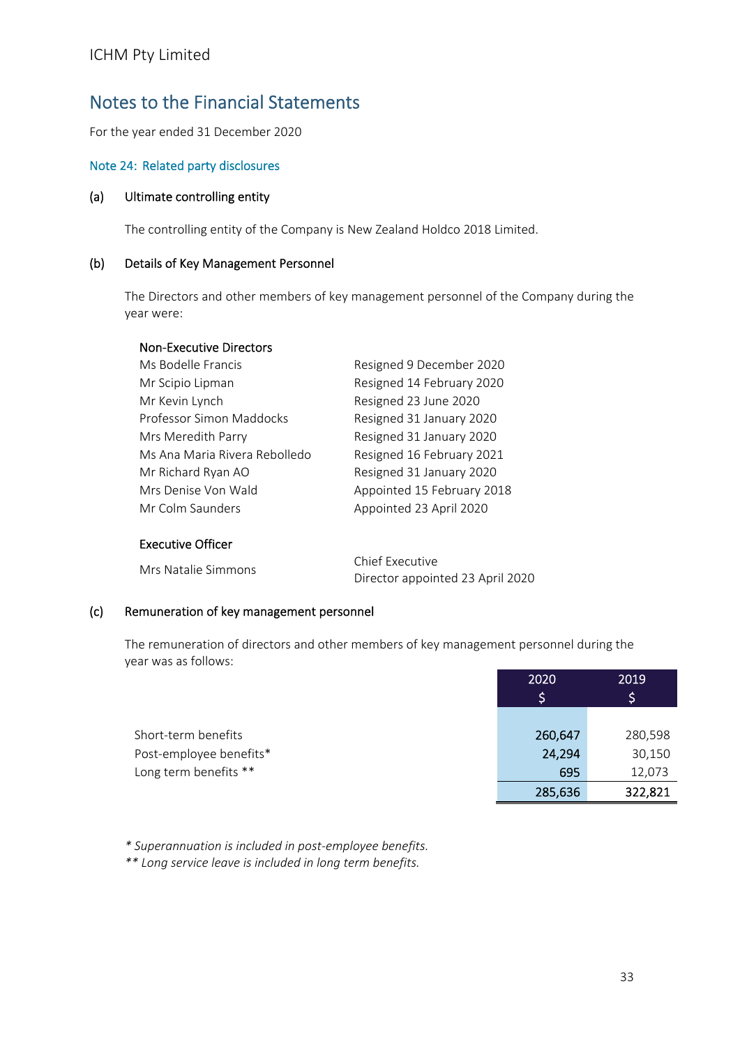ICHM Pty Limited

# Notes to the Financial Statements

For the year ended 31 December 2020

## Note 24: Related party disclosures

### (a) Ultimate controlling entity

The controlling entity of the Company is New Zealand Holdco 2018 Limited.

### (b) Details of Key Management Personnel

The Directors and other members of key management personnel of the Company during the year were:

| Non-Executive Directors | |
|---|---|
| Ms Bodelle Francis | Resigned 9 December 2020 |
| Mr Scipio Lipman | Resigned 14 February 2020 |
| Mr Kevin Lynch | Resigned 23 June 2020 |
| Professor Simon Maddocks | Resigned 31 January 2020 |
| Mrs Meredith Parry | Resigned 31 January 2020 |
| Ms Ana Maria Rivera Rebolledo | Resigned 16 February 2021 |
| Mr Richard Ryan AO | Resigned 31 January 2020 |
| Mrs Denise Von Wald | Appointed 15 February 2018 |
| Mr Colm Saunders | Appointed 23 April 2020 |

| Executive Officer | |
|---|---|
| Mrs Natalie Simmons | Chief Executive<br>Director appointed 23 April 2020 |

### (c) Remuneration of key management personnel

The remuneration of directors and other members of key management personnel during the year was as follows:

| | 2020<br>$ | 2019<br>$ |
|---|---|---|
| Short-term benefits | 260,647 | 280,598 |
| Post-employee benefits* | 24,294 | 30,150 |
| Long term benefits ** | 695 | 12,073 |
| | 285,636 | 322,821 |

*\* Superannuation is included in post-employee benefits.*

*\*\* Long service leave is included in long term benefits.*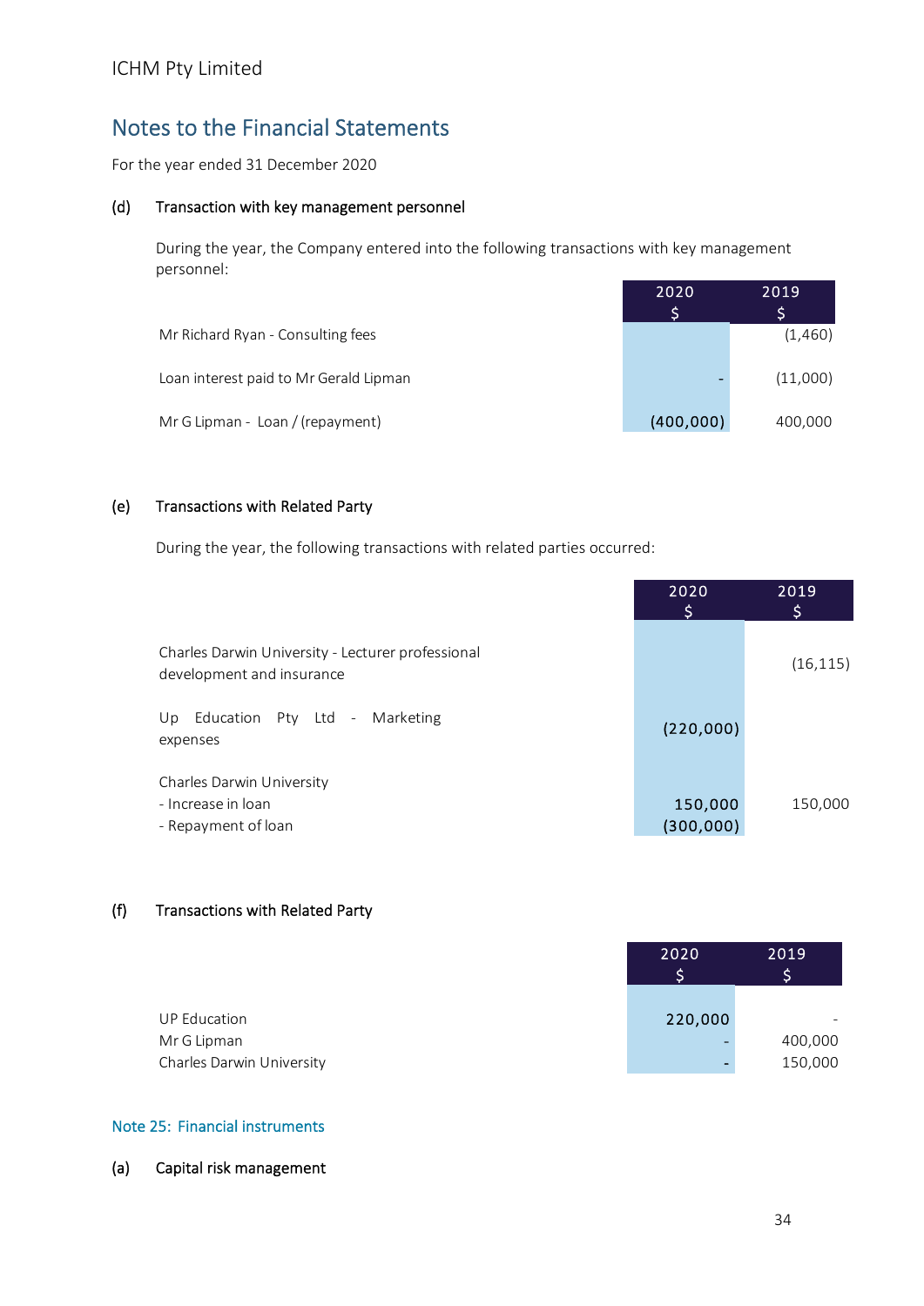ICHM Pty Limited

# Notes to the Financial Statements

For the year ended 31 December 2020

### (d) Transaction with key management personnel

During the year, the Company entered into the following transactions with key management personnel:

| | 2020 $ | 2019 $ |
|---|---|---|
| Mr Richard Ryan - Consulting fees | | (1,460) |
| Loan interest paid to Mr Gerald Lipman | - | (11,000) |
| Mr G Lipman - Loan / (repayment) | (400,000) | 400,000 |

### (e) Transactions with Related Party

During the year, the following transactions with related parties occurred:

| | 2020 $ | 2019 $ |
|---|---|---|
| Charles Darwin University - Lecturer professional development and insurance | | (16,115) |
| Up Education Pty Ltd - Marketing expenses | (220,000) | |
| Charles Darwin University | | |
| - Increase in loan | 150,000 | 150,000 |
| - Repayment of loan | (300,000) | |

### (f) Transactions with Related Party

| | 2020 $ | 2019 $ |
|---|---|---|
| UP Education | 220,000 | - |
| Mr G Lipman | - | 400,000 |
| Charles Darwin University | - | 150,000 |

## Note 25: Financial instruments

### (a) Capital risk management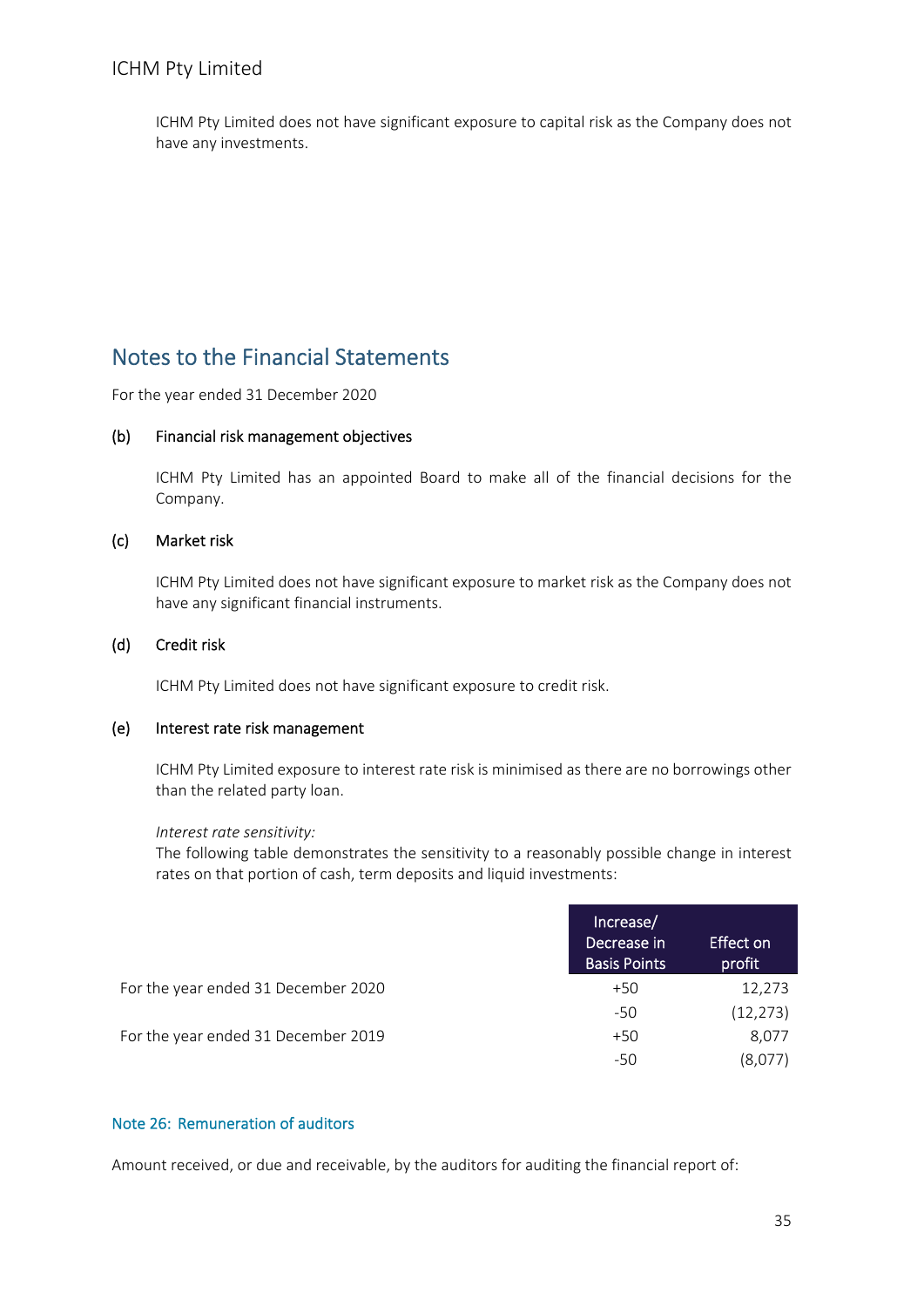ICHM Pty Limited does not have significant exposure to capital risk as the Company does not have any investments.

## Notes to the Financial Statements

For the year ended 31 December 2020

**(b) Financial risk management objectives**

ICHM Pty Limited has an appointed Board to make all of the financial decisions for the Company.

**(c) Market risk**

ICHM Pty Limited does not have significant exposure to market risk as the Company does not have any significant financial instruments.

**(d) Credit risk**

ICHM Pty Limited does not have significant exposure to credit risk.

**(e) Interest rate risk management**

ICHM Pty Limited exposure to interest rate risk is minimised as there are no borrowings other than the related party loan.

*Interest rate sensitivity:*
The following table demonstrates the sensitivity to a reasonably possible change in interest rates on that portion of cash, term deposits and liquid investments:

| | Increase/ Decrease in Basis Points | Effect on profit |
|---|---|---|
| For the year ended 31 December 2020 | +50 | 12,273 |
| | -50 | (12,273) |
| For the year ended 31 December 2019 | +50 | 8,077 |
| | -50 | (8,077) |

### Note 26: Remuneration of auditors

Amount received, or due and receivable, by the auditors for auditing the financial report of: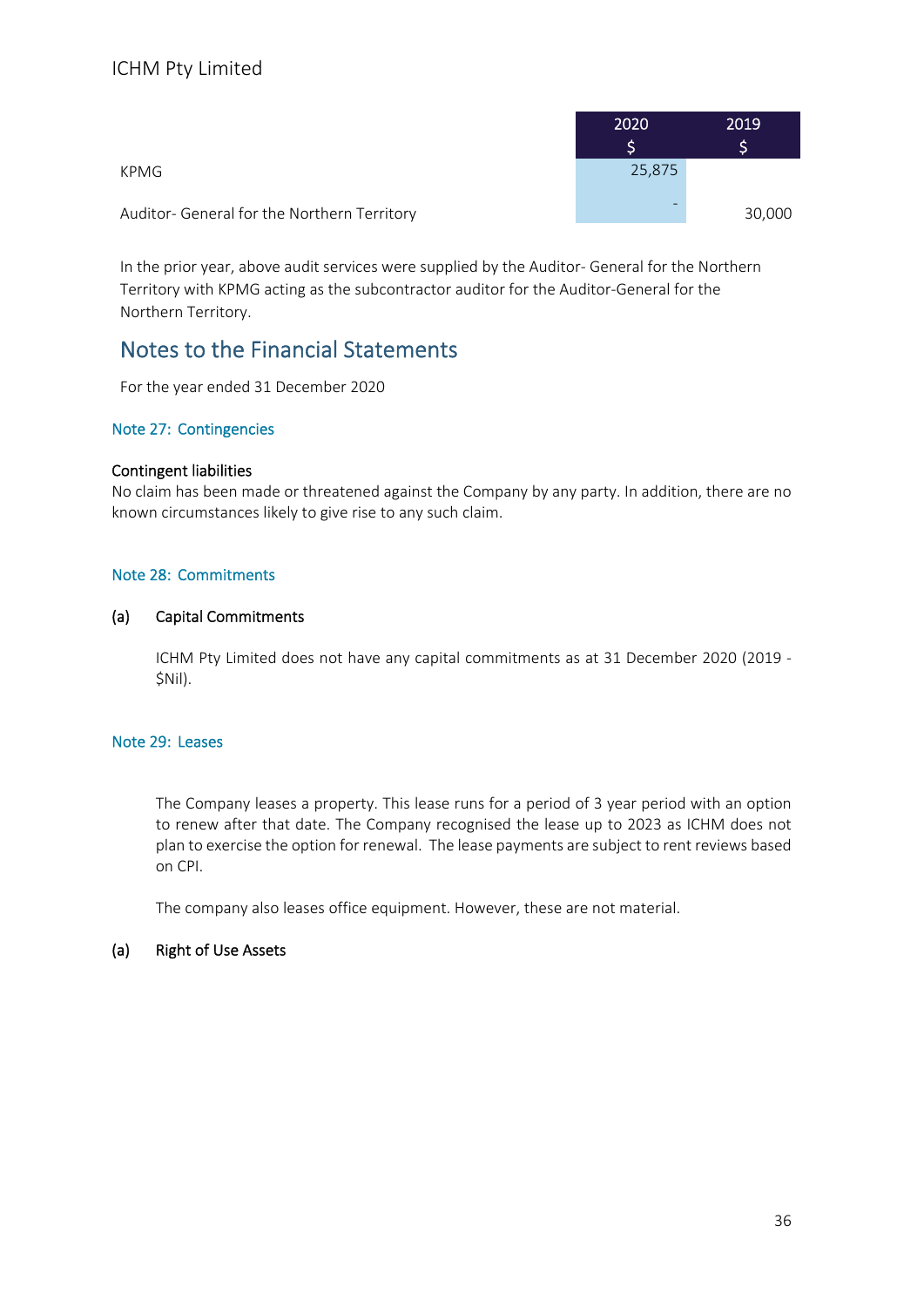| | 2020<br>$ | 2019<br>$ |
|---|---|---|
| KPMG | 25,875 | |
| Auditor- General for the Northern Territory | - | 30,000 |

In the prior year, above audit services were supplied by the Auditor- General for the Northern Territory with KPMG acting as the subcontractor auditor for the Auditor-General for the Northern Territory.

## Notes to the Financial Statements

For the year ended 31 December 2020

### Note 27: Contingencies

**Contingent liabilities**

No claim has been made or threatened against the Company by any party. In addition, there are no known circumstances likely to give rise to any such claim.

### Note 28: Commitments

**(a) Capital Commitments**

ICHM Pty Limited does not have any capital commitments as at 31 December 2020 (2019 - $Nil).

### Note 29: Leases

The Company leases a property. This lease runs for a period of 3 year period with an option to renew after that date. The Company recognised the lease up to 2023 as ICHM does not plan to exercise the option for renewal. The lease payments are subject to rent reviews based on CPI.

The company also leases office equipment. However, these are not material.

**(a) Right of Use Assets**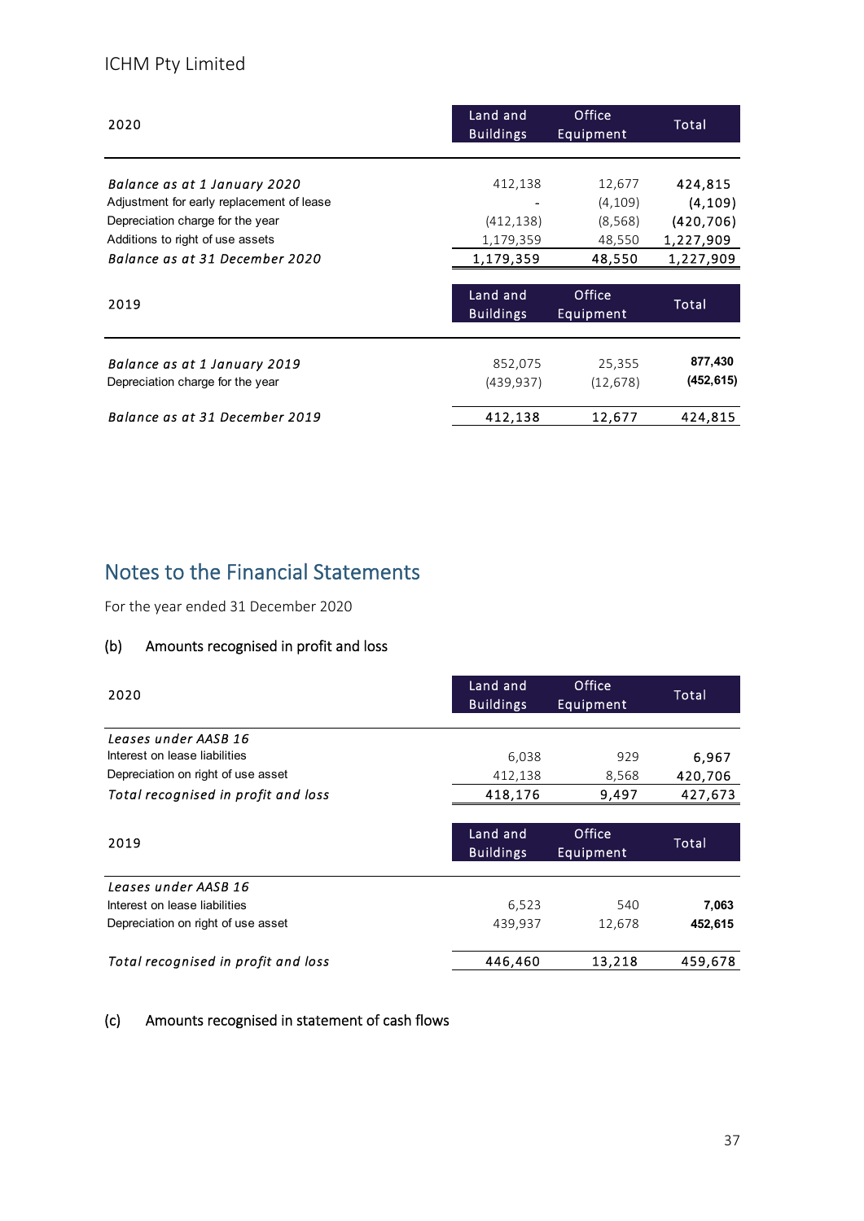| 2020 | Land and Buildings | Office Equipment | Total |
|---|---|---|---|
| *Balance as at 1 January 2020* | 412,138 | 12,677 | 424,815 |
| Adjustment for early replacement of lease | - | (4,109) | (4,109) |
| Depreciation charge for the year | (412,138) | (8,568) | (420,706) |
| Additions to right of use assets | 1,179,359 | 48,550 | 1,227,909 |
| *Balance as at 31 December 2020* | 1,179,359 | 48,550 | 1,227,909 |

| 2019 | Land and Buildings | Office Equipment | Total |
|---|---|---|---|
| *Balance as at 1 January 2019* | 852,075 | 25,355 | 877,430 |
| Depreciation charge for the year | (439,937) | (12,678) | (452,615) |
| *Balance as at 31 December 2019* | 412,138 | 12,677 | 424,815 |

## Notes to the Financial Statements

For the year ended 31 December 2020

### (b) Amounts recognised in profit and loss

| 2020 | Land and Buildings | Office Equipment | Total |
|---|---|---|---|
| *Leases under AASB 16* | | | |
| Interest on lease liabilities | 6,038 | 929 | 6,967 |
| Depreciation on right of use asset | 412,138 | 8,568 | 420,706 |
| *Total recognised in profit and loss* | 418,176 | 9,497 | 427,673 |

| 2019 | Land and Buildings | Office Equipment | Total |
|---|---|---|---|
| *Leases under AASB 16* | | | |
| Interest on lease liabilities | 6,523 | 540 | 7,063 |
| Depreciation on right of use asset | 439,937 | 12,678 | 452,615 |
| *Total recognised in profit and loss* | 446,460 | 13,218 | 459,678 |

### (c) Amounts recognised in statement of cash flows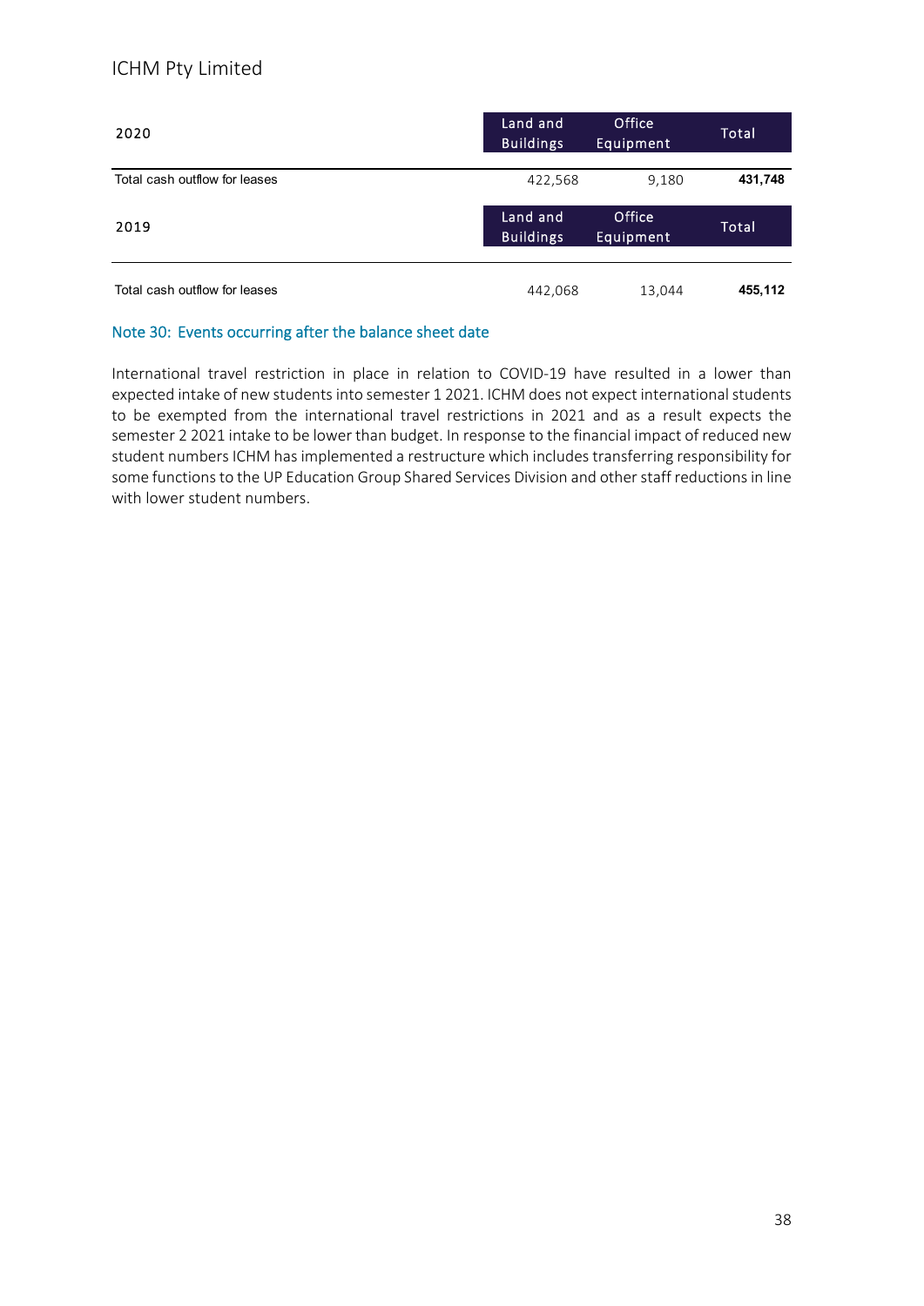| 2020 | Land and Buildings | Office Equipment | Total |
|---|---|---|---|
| Total cash outflow for leases | 422,568 | 9,180 | **431,748** |

| 2019 | Land and Buildings | Office Equipment | Total |
|---|---|---|---|
| Total cash outflow for leases | 442,068 | 13,044 | **455,112** |

## Note 30: Events occurring after the balance sheet date

International travel restriction in place in relation to COVID-19 have resulted in a lower than expected intake of new students into semester 1 2021. ICHM does not expect international students to be exempted from the international travel restrictions in 2021 and as a result expects the semester 2 2021 intake to be lower than budget. In response to the financial impact of reduced new student numbers ICHM has implemented a restructure which includes transferring responsibility for some functions to the UP Education Group Shared Services Division and other staff reductions in line with lower student numbers.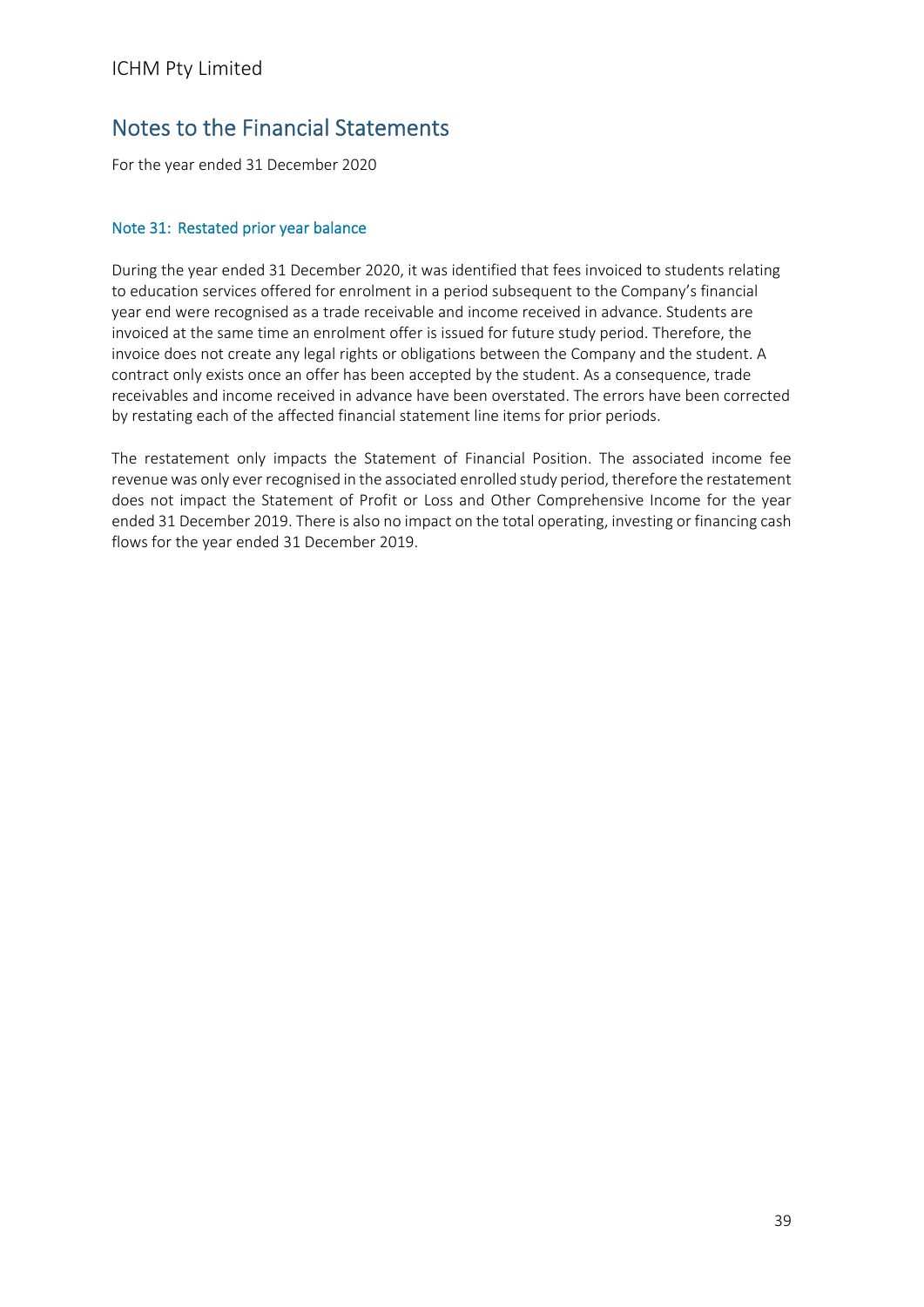# Notes to the Financial Statements

For the year ended 31 December 2020

### Note 31: Restated prior year balance

During the year ended 31 December 2020, it was identified that fees invoiced to students relating to education services offered for enrolment in a period subsequent to the Company's financial year end were recognised as a trade receivable and income received in advance. Students are invoiced at the same time an enrolment offer is issued for future study period. Therefore, the invoice does not create any legal rights or obligations between the Company and the student. A contract only exists once an offer has been accepted by the student. As a consequence, trade receivables and income received in advance have been overstated. The errors have been corrected by restating each of the affected financial statement line items for prior periods.

The restatement only impacts the Statement of Financial Position. The associated income fee revenue was only ever recognised in the associated enrolled study period, therefore the restatement does not impact the Statement of Profit or Loss and Other Comprehensive Income for the year ended 31 December 2019. There is also no impact on the total operating, investing or financing cash flows for the year ended 31 December 2019.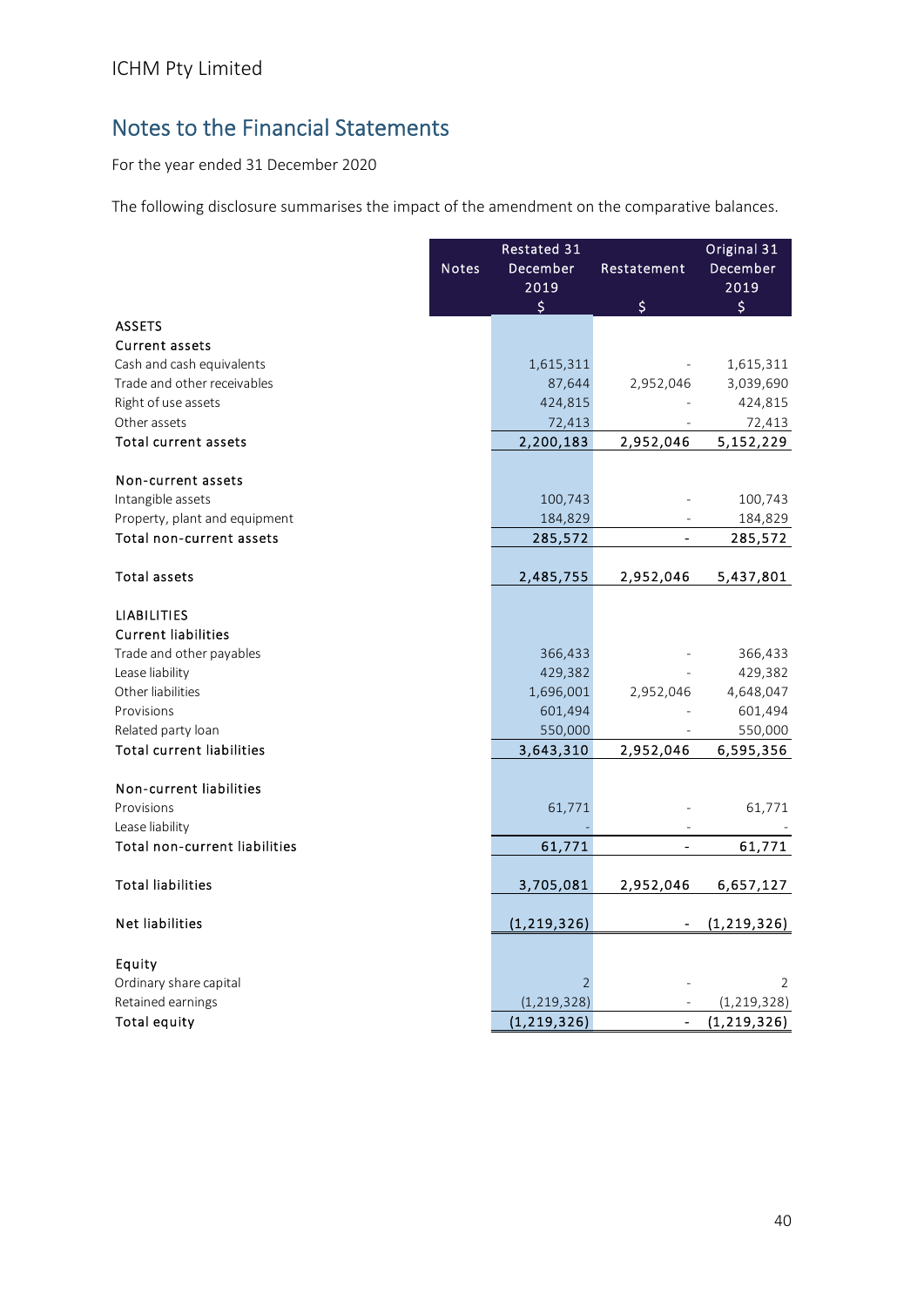ICHM Pty Limited

# Notes to the Financial Statements

For the year ended 31 December 2020

The following disclosure summarises the impact of the amendment on the comparative balances.

| | Notes | Restated 31 December 2019 $ | Restatement $ | Original 31 December 2019 $ |
|---|---|---|---|---|
| **ASSETS** | | | | |
| **Current assets** | | | | |
| Cash and cash equivalents | | 1,615,311 | - | 1,615,311 |
| Trade and other receivables | | 87,644 | 2,952,046 | 3,039,690 |
| Right of use assets | | 424,815 | - | 424,815 |
| Other assets | | 72,413 | - | 72,413 |
| **Total current assets** | | **2,200,183** | **2,952,046** | **5,152,229** |
| | | | | |
| **Non-current assets** | | | | |
| Intangible assets | | 100,743 | - | 100,743 |
| Property, plant and equipment | | 184,829 | - | 184,829 |
| **Total non-current assets** | | **285,572** | **-** | **285,572** |
| | | | | |
| **Total assets** | | **2,485,755** | **2,952,046** | **5,437,801** |
| | | | | |
| **LIABILITIES** | | | | |
| **Current liabilities** | | | | |
| Trade and other payables | | 366,433 | - | 366,433 |
| Lease liability | | 429,382 | - | 429,382 |
| Other liabilities | | 1,696,001 | 2,952,046 | 4,648,047 |
| Provisions | | 601,494 | - | 601,494 |
| Related party loan | | 550,000 | - | 550,000 |
| **Total current liabilities** | | **3,643,310** | **2,952,046** | **6,595,356** |
| | | | | |
| **Non-current liabilities** | | | | |
| Provisions | | 61,771 | - | 61,771 |
| Lease liability | | - | - | - |
| **Total non-current liabilities** | | **61,771** | **-** | **61,771** |
| | | | | |
| **Total liabilities** | | **3,705,081** | **2,952,046** | **6,657,127** |
| | | | | |
| **Net liabilities** | | **(1,219,326)** | **-** | **(1,219,326)** |
| | | | | |
| **Equity** | | | | |
| Ordinary share capital | | 2 | - | 2 |
| Retained earnings | | (1,219,328) | - | (1,219,328) |
| **Total equity** | | **(1,219,326)** | **-** | **(1,219,326)** |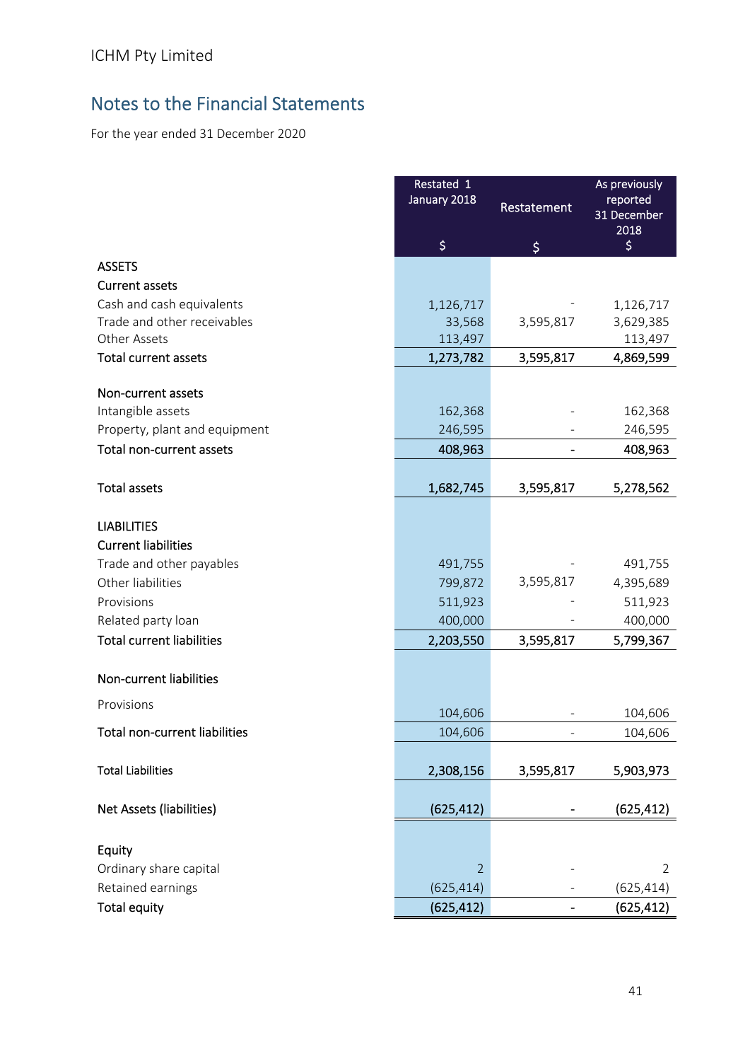ICHM Pty Limited

# Notes to the Financial Statements

For the year ended 31 December 2020

| | Restated 1 January 2018<br>$ | Restatement<br>$ | As previously reported 31 December 2018<br>$ |
|---|---|---|---|
| **ASSETS** | | | |
| **Current assets** | | | |
| Cash and cash equivalents | 1,126,717 | - | 1,126,717 |
| Trade and other receivables | 33,568 | 3,595,817 | 3,629,385 |
| Other Assets | 113,497 | | 113,497 |
| **Total current assets** | **1,273,782** | **3,595,817** | **4,869,599** |
| **Non-current assets** | | | |
| Intangible assets | 162,368 | - | 162,368 |
| Property, plant and equipment | 246,595 | - | 246,595 |
| **Total non-current assets** | **408,963** | **-** | **408,963** |
| **Total assets** | **1,682,745** | **3,595,817** | **5,278,562** |
| **LIABILITIES** | | | |
| **Current liabilities** | | | |
| Trade and other payables | 491,755 | - | 491,755 |
| Other liabilities | 799,872 | 3,595,817 | 4,395,689 |
| Provisions | 511,923 | - | 511,923 |
| Related party loan | 400,000 | - | 400,000 |
| **Total current liabilities** | **2,203,550** | **3,595,817** | **5,799,367** |
| **Non-current liabilities** | | | |
| Provisions | 104,606 | - | 104,606 |
| **Total non-current liabilities** | 104,606 | - | 104,606 |
| **Total Liabilities** | **2,308,156** | **3,595,817** | **5,903,973** |
| **Net Assets (liabilities)** | **(625,412)** | **-** | **(625,412)** |
| **Equity** | | | |
| Ordinary share capital | 2 | - | 2 |
| Retained earnings | (625,414) | - | (625,414) |
| **Total equity** | **(625,412)** | **-** | **(625,412)** |